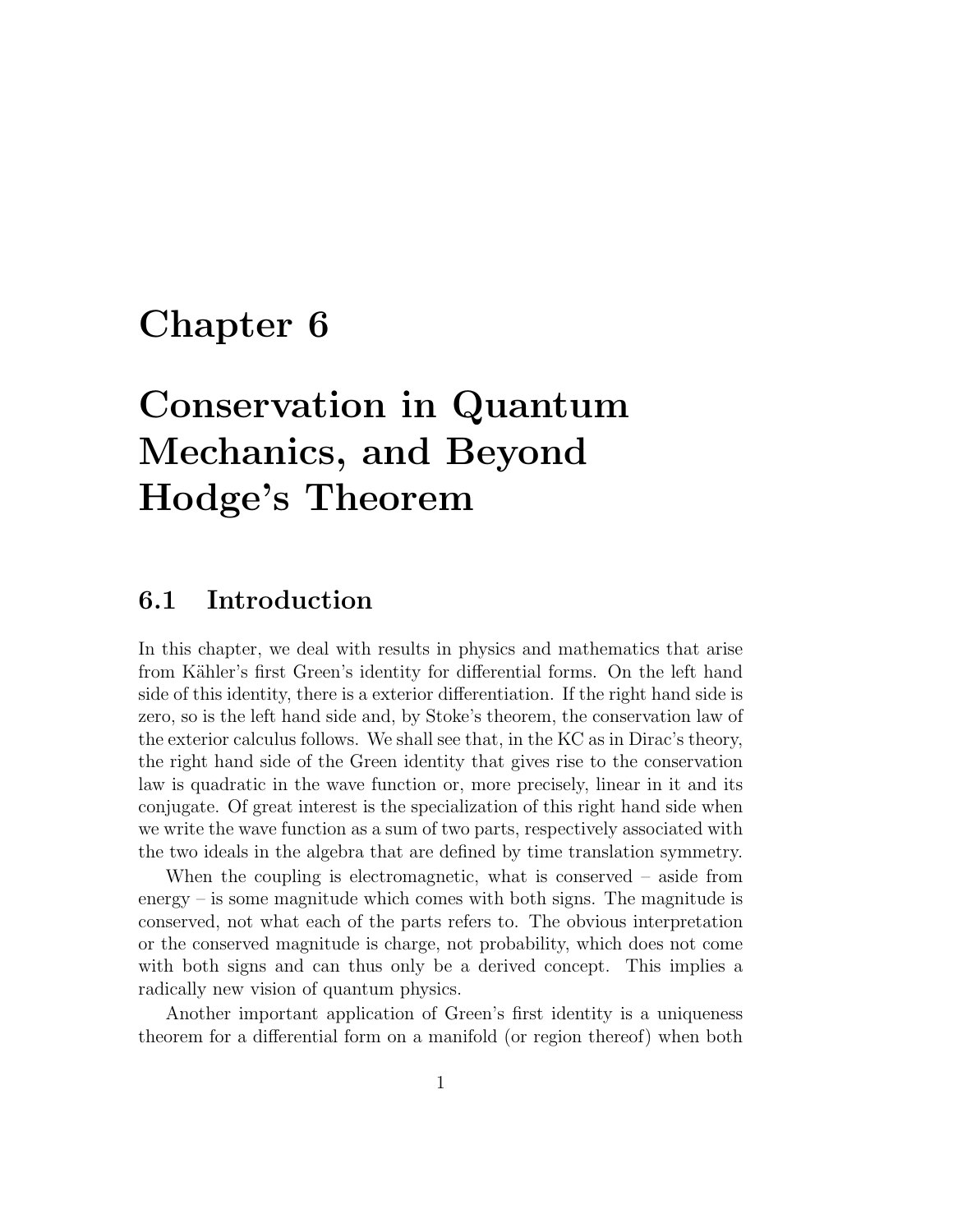# Chapter 6

# Conservation in Quantum Mechanics, and Beyond Hodge's Theorem

## 6.1 Introduction

In this chapter, we deal with results in physics and mathematics that arise from Kähler's first Green's identity for differential forms. On the left hand side of this identity, there is a exterior differentiation. If the right hand side is zero, so is the left hand side and, by Stoke's theorem, the conservation law of the exterior calculus follows. We shall see that, in the KC as in Dirac's theory, the right hand side of the Green identity that gives rise to the conservation law is quadratic in the wave function or, more precisely, linear in it and its conjugate. Of great interest is the specialization of this right hand side when we write the wave function as a sum of two parts, respectively associated with the two ideals in the algebra that are defined by time translation symmetry.

When the coupling is electromagnetic, what is conserved – aside from energy – is some magnitude which comes with both signs. The magnitude is conserved, not what each of the parts refers to. The obvious interpretation or the conserved magnitude is charge, not probability, which does not come with both signs and can thus only be a derived concept. This implies a radically new vision of quantum physics.

Another important application of Green's first identity is a uniqueness theorem for a differential form on a manifold (or region thereof) when both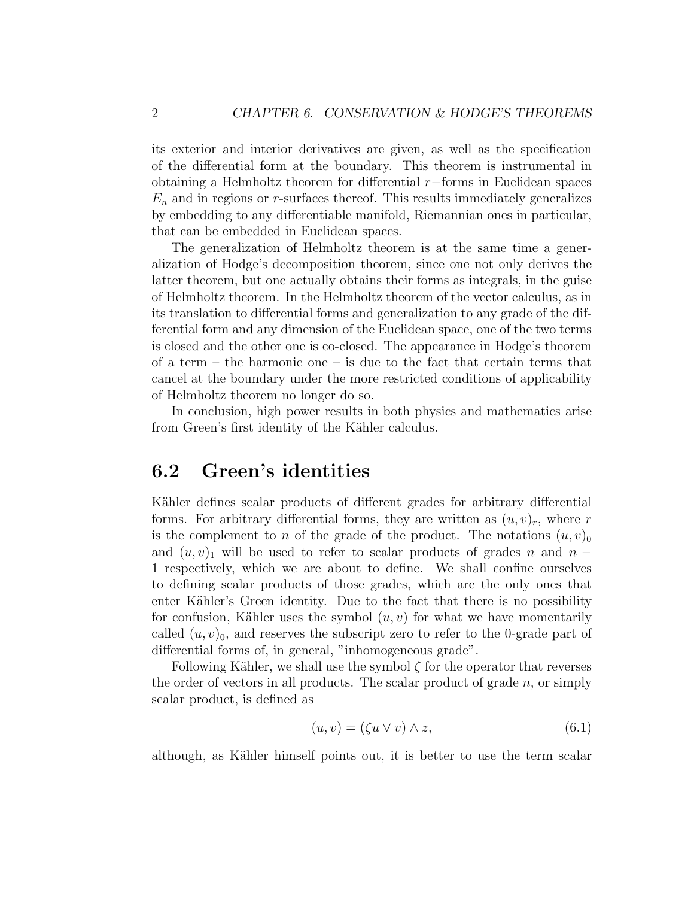its exterior and interior derivatives are given, as well as the specification of the differential form at the boundary. This theorem is instrumental in obtaining a Helmholtz theorem for differential $r-$forms in Euclidean spaces $E_n$ and in regions or $r$-surfaces thereof. This results immediately generalizes by embedding to any differentiable manifold, Riemannian ones in particular, that can be embedded in Euclidean spaces.

The generalization of Helmholtz theorem is at the same time a generalization of Hodge's decomposition theorem, since one not only derives the latter theorem, but one actually obtains their forms as integrals, in the guise of Helmholtz theorem. In the Helmholtz theorem of the vector calculus, as in its translation to differential forms and generalization to any grade of the differential form and any dimension of the Euclidean space, one of the two terms is closed and the other one is co-closed. The appearance in Hodge's theorem of a term – the harmonic one – is due to the fact that certain terms that cancel at the boundary under the more restricted conditions of applicability of Helmholtz theorem no longer do so.

In conclusion, high power results in both physics and mathematics arise from Green's first identity of the Kähler calculus.

## 6.2 Green's identities

Kähler defines scalar products of different grades for arbitrary differential forms. For arbitrary differential forms, they are written as $(u, v)_r$, where $r$ is the complement to $n$ of the grade of the product. The notations $(u, v)_0$ and $(u, v)_1$ will be used to refer to scalar products of grades $n$ and $n-1$ respectively, which we are about to define. We shall confine ourselves to defining scalar products of those grades, which are the only ones that enter Kähler's Green identity. Due to the fact that there is no possibility for confusion, Kähler uses the symbol $(u, v)$ for what we have momentarily called $(u, v)_0$, and reserves the subscript zero to refer to the 0-grade part of differential forms of, in general, "inhomogeneous grade".

Following Kähler, we shall use the symbol $\zeta$ for the operator that reverses the order of vectors in all products. The scalar product of grade $n$, or simply scalar product, is defined as

$$(u, v) = (\zeta u \vee v) \wedge z, \tag{6.1}$$

although, as Kähler himself points out, it is better to use the term scalar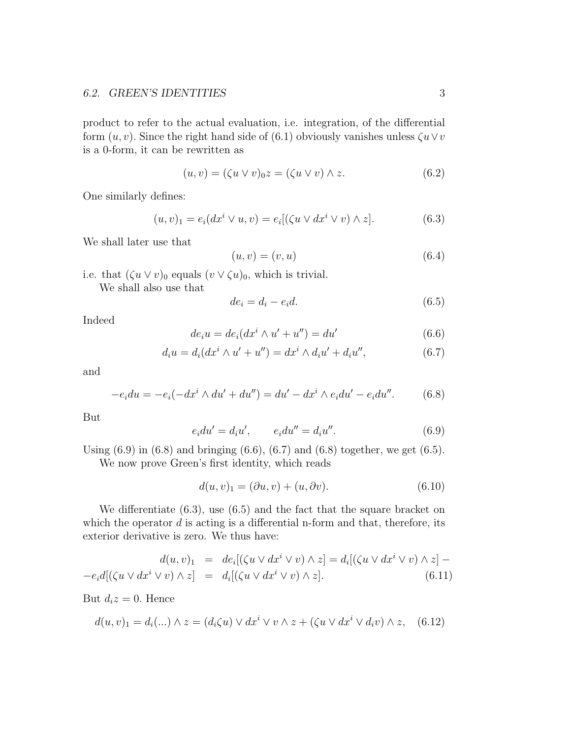product to refer to the actual evaluation, i.e. integration, of the differential form $(u, v)$. Since the right hand side of (6.1) obviously vanishes unless $\zeta u \vee v$ is a 0-form, it can be rewritten as

$$(u, v) = (\zeta u \vee v)_0 z = (\zeta u \vee v) \wedge z. \tag{6.2}$$

One similarly defines:

$$(u, v)_1 = e_i(dx^i \vee u, v) = e_i[(\zeta u \vee dx^i \vee v) \wedge z]. \tag{6.3}$$

We shall later use that

$$(u, v) = (v, u) \tag{6.4}$$

i.e. that $(\zeta u \vee v)_0$ equals $(v \vee \zeta u)_0$, which is trivial.

We shall also use that

$$de_i = d_i - e_i d. \tag{6.5}$$

Indeed

$$de_i u = de_i(dx^i \wedge u' + u'') = du' \tag{6.6}$$

$$d_i u = d_i(dx^i \wedge u' + u'') = dx^i \wedge d_i u' + d_i u'', \tag{6.7}$$

and

$$-e_i du = -e_i(-dx^i \wedge du' + du'') = du' - dx^i \wedge e_i du' - e_i du''. \tag{6.8}$$

But

$$e_i du' = d_i u', \qquad e_i du'' = d_i u''. \tag{6.9}$$

Using (6.9) in (6.8) and bringing (6.6), (6.7) and (6.8) together, we get (6.5).

We now prove Green's first identity, which reads

$$d(u, v)_1 = (\partial u, v) + (u, \partial v). \tag{6.10}$$

We differentiate (6.3), use (6.5) and the fact that the square bracket on which the operator $d$ is acting is a differential n-form and that, therefore, its exterior derivative is zero. We thus have:

$$\begin{aligned} d(u, v)_1 &= de_i[(\zeta u \vee dx^i \vee v) \wedge z] = d_i[(\zeta u \vee dx^i \vee v) \wedge z] - \\ -e_i d[(\zeta u \vee dx^i \vee v) \wedge z] &= d_i[(\zeta u \vee dx^i \vee v) \wedge z]. \end{aligned} \tag{6.11}$$

But $d_i z = 0$. Hence

$$d(u, v)_1 = d_i(...) \wedge z = (d_i \zeta u) \vee dx^i \vee v \wedge z + (\zeta u \vee dx^i \vee d_i v) \wedge z, \tag{6.12}$$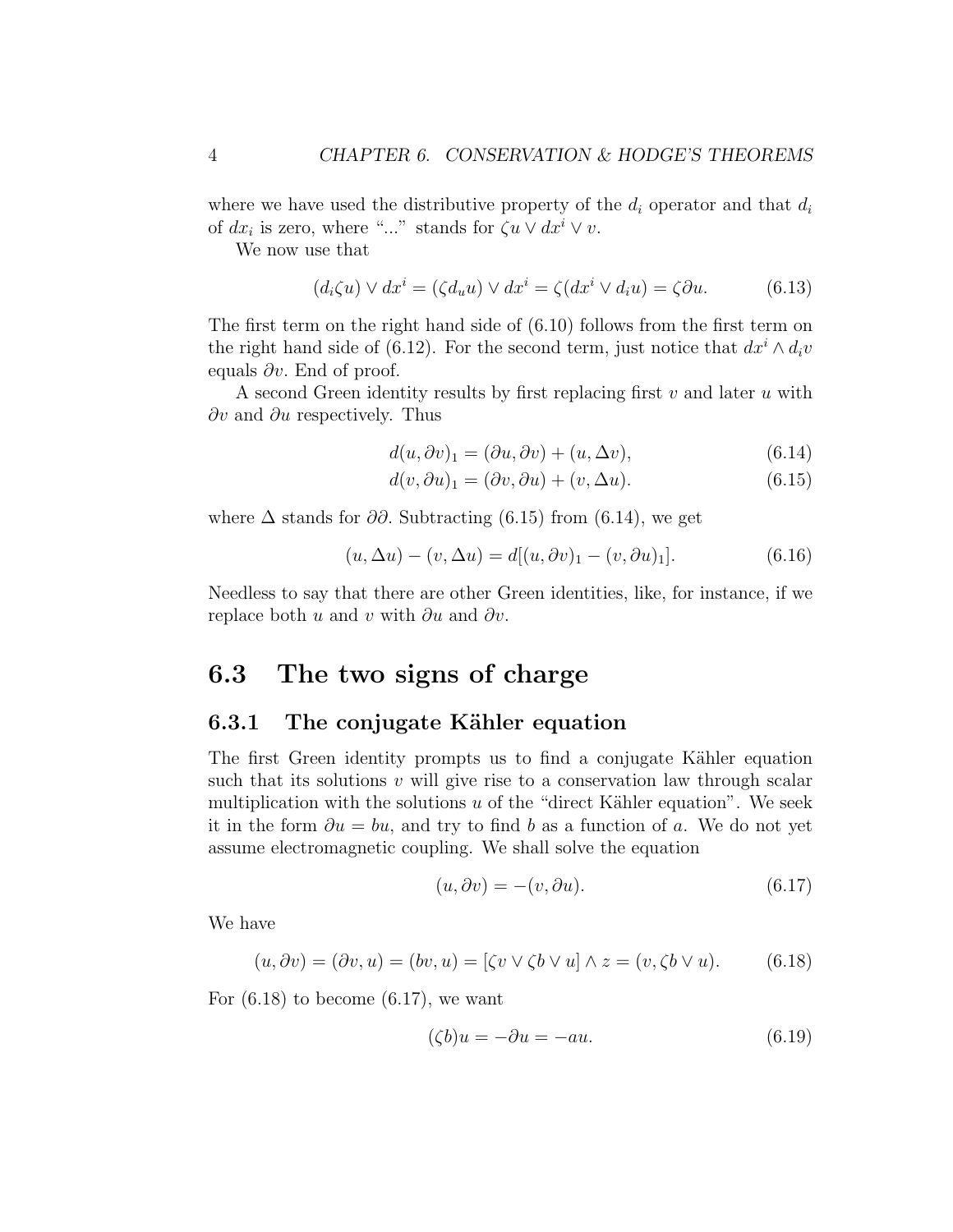where we have used the distributive property of the $d_i$ operator and that $d_i$ of $dx_i$ is zero, where "..." stands for $\zeta u \vee dx^i \vee v$.

We now use that

$$(d_i \zeta u) \vee dx^i = (\zeta d_u u) \vee dx^i = \zeta(dx^i \vee d_i u) = \zeta \partial u. \tag{6.13}$$

The first term on the right hand side of (6.10) follows from the first term on the right hand side of (6.12). For the second term, just notice that $dx^i \wedge d_i v$ equals $\partial v$. End of proof.

A second Green identity results by first replacing first $v$ and later $u$ with $\partial v$ and $\partial u$ respectively. Thus

$$d(u, \partial v)_1 = (\partial u, \partial v) + (u, \Delta v), \tag{6.14}$$

$$d(v, \partial u)_1 = (\partial v, \partial u) + (v, \Delta u). \tag{6.15}$$

where $\Delta$ stands for $\partial\partial$. Subtracting (6.15) from (6.14), we get

$$(u, \Delta u) - (v, \Delta u) = d[(u, \partial v)_1 - (v, \partial u)_1]. \tag{6.16}$$

Needless to say that there are other Green identities, like, for instance, if we replace both $u$ and $v$ with $\partial u$ and $\partial v$.

## 6.3 The two signs of charge

### 6.3.1 The conjugate Kähler equation

The first Green identity prompts us to find a conjugate Kähler equation such that its solutions $v$ will give rise to a conservation law through scalar multiplication with the solutions $u$ of the "direct Kähler equation". We seek it in the form $\partial u = bu$, and try to find $b$ as a function of $a$. We do not yet assume electromagnetic coupling. We shall solve the equation

$$(u, \partial v) = -(v, \partial u). \tag{6.17}$$

We have

$$(u, \partial v) = (\partial v, u) = (bv, u) = [\zeta v \vee \zeta b \vee u] \wedge z = (v, \zeta b \vee u). \tag{6.18}$$

For (6.18) to become (6.17), we want

$$(\zeta b)u = -\partial u = -au. \tag{6.19}$$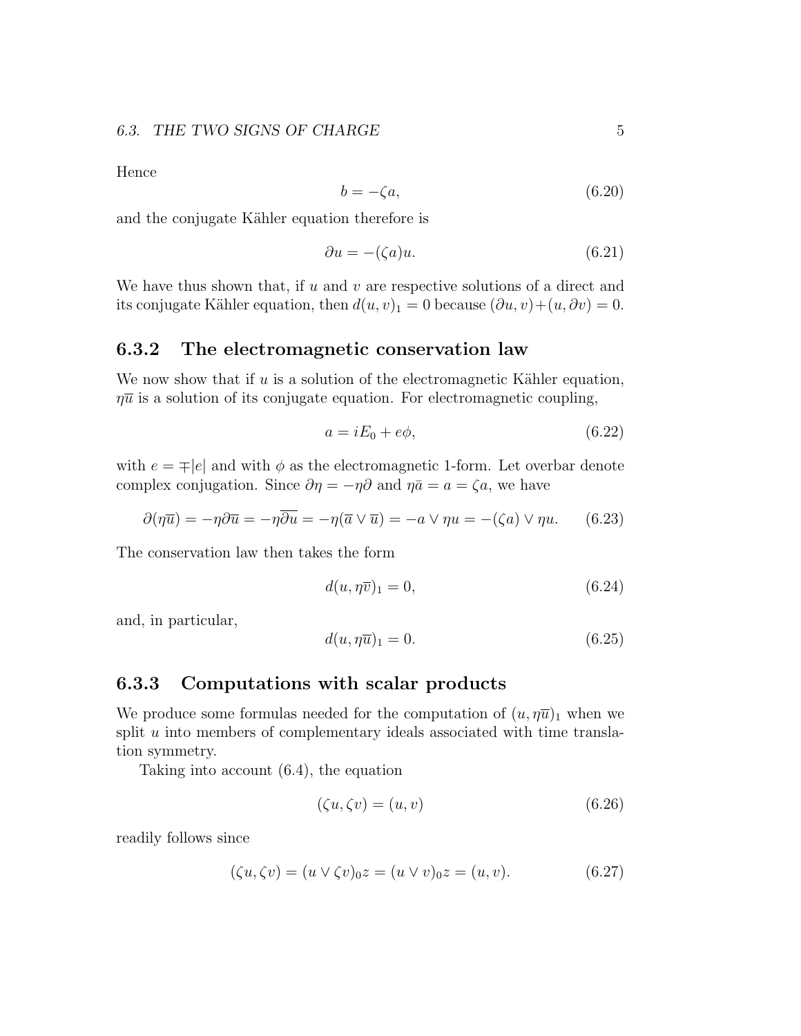Hence

$$b = -\zeta a, \tag{6.20}$$

and the conjugate Kähler equation therefore is

$$\partial u = -(\zeta a) u. \tag{6.21}$$

We have thus shown that, if $u$ and $v$ are respective solutions of a direct and its conjugate Kähler equation, then $d(u, v)_1 = 0$ because $(\partial u, v) + (u, \partial v) = 0$.

### 6.3.2 The electromagnetic conservation law

We now show that if $u$ is a solution of the electromagnetic Kähler equation, $\eta \overline{u}$ is a solution of its conjugate equation. For electromagnetic coupling,

$$a = iE_0 + e\phi, \tag{6.22}$$

with $e = \mp |e|$ and with $\phi$ as the electromagnetic 1-form. Let overbar denote complex conjugation. Since $\partial \eta = -\eta \partial$ and $\eta \bar{a} = a = \zeta a$, we have

$$\partial(\eta \overline{u}) = -\eta \partial \overline{u} = -\eta \overline{\partial u} = -\eta(\overline{a} \vee \overline{u}) = -a \vee \eta u = -(\zeta a) \vee \eta u. \tag{6.23}$$

The conservation law then takes the form

$$d(u, \eta \overline{v})_1 = 0, \tag{6.24}$$

and, in particular,

$$d(u, \eta \overline{u})_1 = 0. \tag{6.25}$$

### 6.3.3 Computations with scalar products

We produce some formulas needed for the computation of $(u, \eta \overline{u})_1$ when we split $u$ into members of complementary ideals associated with time translation symmetry.

Taking into account (6.4), the equation

$$(\zeta u, \zeta v) = (u, v) \tag{6.26}$$

readily follows since

$$(\zeta u, \zeta v) = (u \vee \zeta v)_0 z = (u \vee v)_0 z = (u, v). \tag{6.27}$$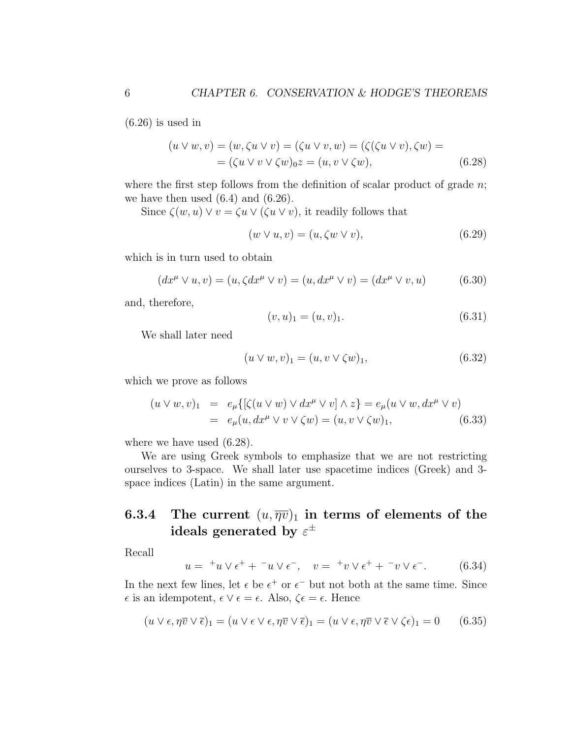(6.26) is used in

$$(u \vee w, v) = (w, \zeta u \vee v) = (\zeta u \vee v, w) = (\zeta(\zeta u \vee v), \zeta w) =$$
$$= (\zeta u \vee v \vee \zeta w)_0 z = (u, v \vee \zeta w), \tag{6.28}$$

where the first step follows from the definition of scalar product of grade $n$; we have then used (6.4) and (6.26).

Since $\zeta(w, u) \vee v = \zeta u \vee (\zeta u \vee v)$, it readily follows that

$$(w \vee u, v) = (u, \zeta w \vee v), \tag{6.29}$$

which is in turn used to obtain

$$(dx^\mu \vee u, v) = (u, \zeta dx^\mu \vee v) = (u, dx^\mu \vee v) = (dx^\mu \vee v, u) \tag{6.30}$$

and, therefore,

$$(v, u)_1 = (u, v)_1. \tag{6.31}$$

We shall later need

$$(u \vee w, v)_1 = (u, v \vee \zeta w)_1, \tag{6.32}$$

which we prove as follows

$$\begin{aligned} (u \vee w, v)_1 &= e_\mu \{[\zeta(u \vee w) \vee dx^\mu \vee v] \wedge z\} = e_\mu (u \vee w, dx^\mu \vee v) \\ &= e_\mu (u, dx^\mu \vee v \vee \zeta w) = (u, v \vee \zeta w)_1, \end{aligned} \tag{6.33}$$

where we have used (6.28).

We are using Greek symbols to emphasize that we are not restricting ourselves to 3-space. We shall later use spacetime indices (Greek) and 3-space indices (Latin) in the same argument.

### 6.3.4 The current $(u, \overline{\eta v})_1$ in terms of elements of the ideals generated by $\varepsilon^\pm$

Recall

$$u = {}^+u \vee \epsilon^+ + {}^-u \vee \epsilon^-, \quad v = {}^+v \vee \epsilon^+ + {}^-v \vee \epsilon^-. \tag{6.34}$$

In the next few lines, let $\epsilon$ be $\epsilon^+$ or $\epsilon^-$ but not both at the same time. Since $\epsilon$ is an idempotent, $\epsilon \vee \epsilon = \epsilon$. Also, $\zeta \epsilon = \epsilon$. Hence

$$(u \vee \epsilon, \eta \overline{v} \vee \overline{\epsilon})_1 = (u \vee \epsilon \vee \epsilon, \eta \overline{v} \vee \overline{\epsilon})_1 = (u \vee \epsilon, \eta \overline{v} \vee \overline{\epsilon} \vee \zeta \epsilon)_1 = 0 \tag{6.35}$$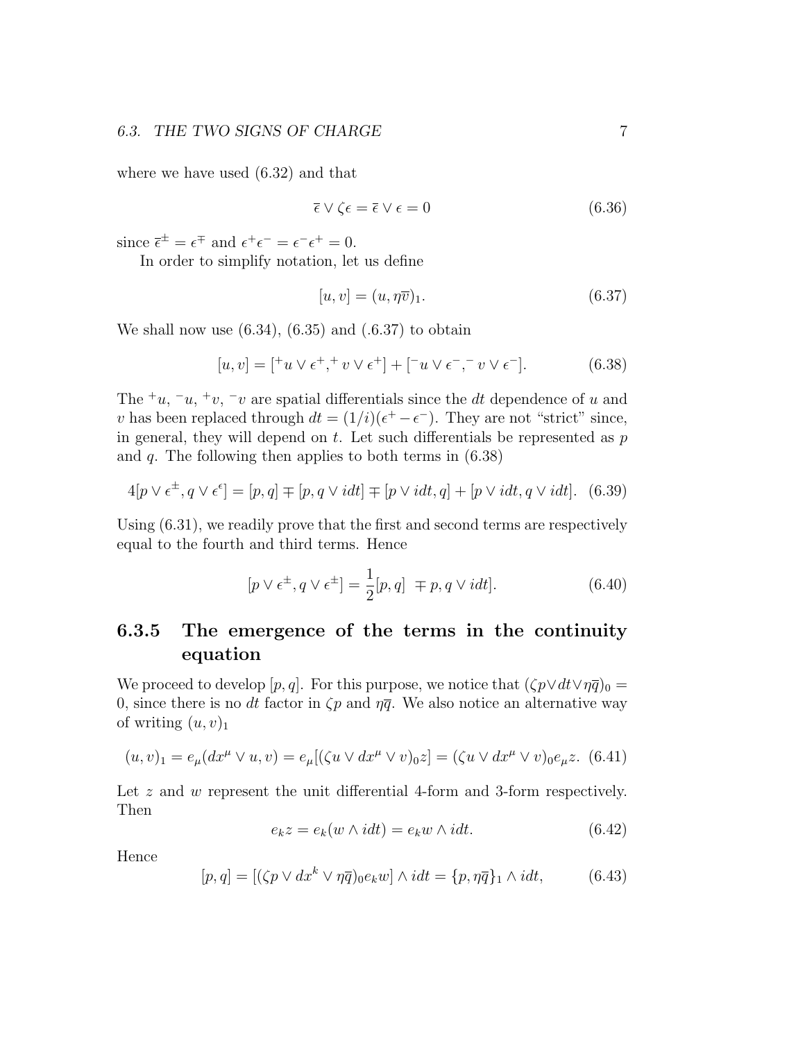where we have used (6.32) and that

$$\bar{\epsilon} \vee \zeta\epsilon = \bar{\epsilon} \vee \epsilon = 0 \tag{6.36}$$

since $\bar{\epsilon}^{\pm} = \epsilon^{\mp}$ and $\epsilon^{+}\epsilon^{-} = \epsilon^{-}\epsilon^{+} = 0$.

In order to simplify notation, let us define

$$[u, v] = (u, \eta\bar{v})_1. \tag{6.37}$$

We shall now use (6.34), (6.35) and (.6.37) to obtain

$$[u, v] = [{}^{+}u \vee \epsilon^{+}, {}^{+}v \vee \epsilon^{+}] + [{}^{-}u \vee \epsilon^{-}, {}^{-}v \vee \epsilon^{-}]. \tag{6.38}$$

The ${}^{+}u$, ${}^{-}u$, ${}^{+}v$, ${}^{-}v$ are spatial differentials since the $dt$ dependence of $u$ and $v$ has been replaced through $dt = (1/i)(\epsilon^{+} - \epsilon^{-})$. They are not "strict" since, in general, they will depend on $t$. Let such differentials be represented as $p$ and $q$. The following then applies to both terms in (6.38)

$$4[p \vee \epsilon^{\pm}, q \vee \epsilon^{\epsilon}] = [p, q] \mp [p, q \vee idt] \mp [p \vee idt, q] + [p \vee idt, q \vee idt]. \tag{6.39}$$

Using (6.31), we readily prove that the first and second terms are respectively equal to the fourth and third terms. Hence

$$[p \vee \epsilon^{\pm}, q \vee \epsilon^{\pm}] = \frac{1}{2}[p, q] \ \mp p, q \vee idt]. \tag{6.40}$$

### 6.3.5 The emergence of the terms in the continuity equation

We proceed to develop $[p, q]$. For this purpose, we notice that $(\zeta p \vee dt \vee \eta\bar{q})_0 = 0$, since there is no $dt$ factor in $\zeta p$ and $\eta\bar{q}$. We also notice an alternative way of writing $(u, v)_1$

$$(u, v)_1 = e_\mu(dx^\mu \vee u, v) = e_\mu[(\zeta u \vee dx^\mu \vee v)_0 z] = (\zeta u \vee dx^\mu \vee v)_0 e_\mu z. \tag{6.41}$$

Let $z$ and $w$ represent the unit differential 4-form and 3-form respectively. Then

$$e_k z = e_k(w \wedge idt) = e_k w \wedge idt. \tag{6.42}$$

Hence

$$[p, q] = [(\zeta p \vee dx^k \vee \eta\bar{q})_0 e_k w] \wedge idt = \{p, \eta\bar{q}\}_1 \wedge idt, \tag{6.43}$$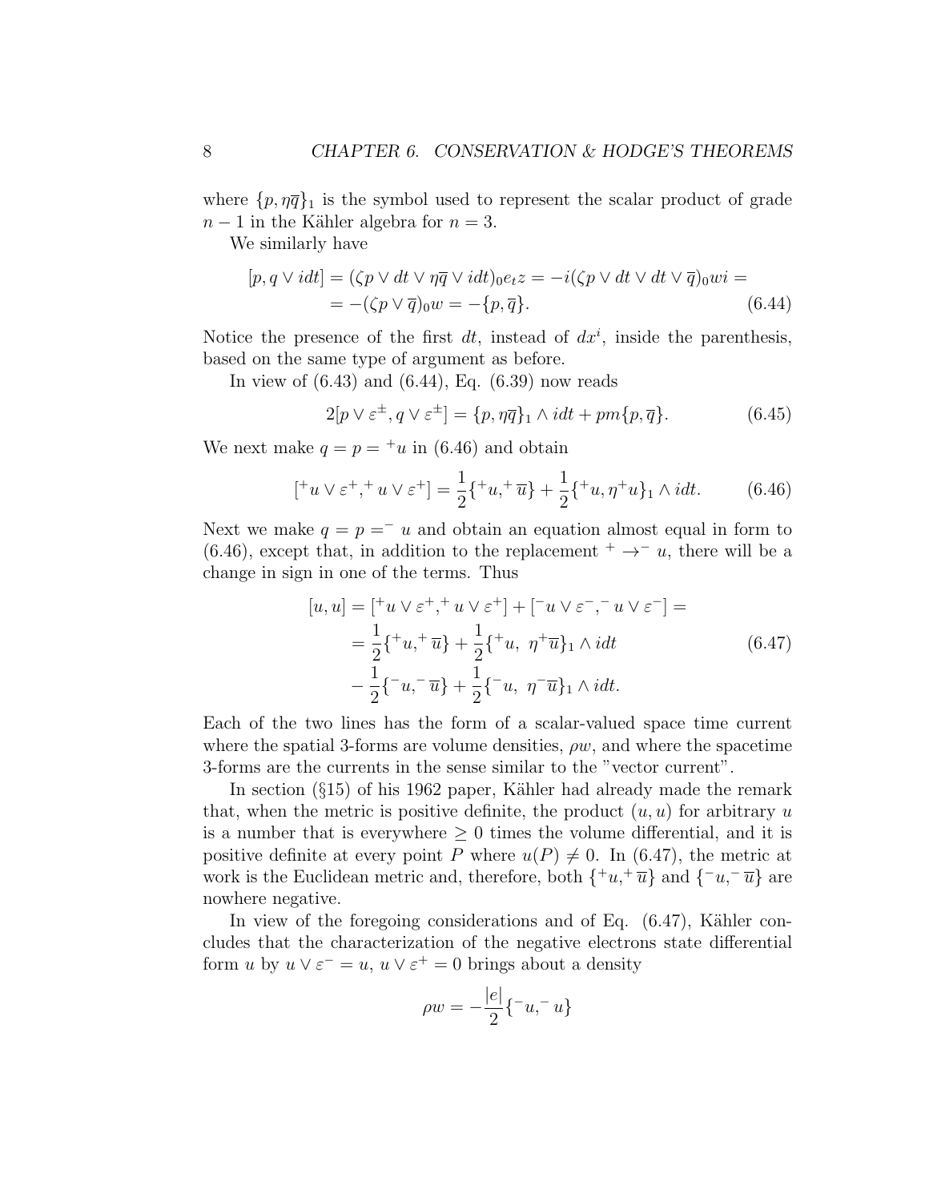where $\{p, \eta\overline{q}\}_1$ is the symbol used to represent the scalar product of grade $n-1$ in the Kähler algebra for $n = 3$.

We similarly have

$$[p, q \vee idt] = (\zeta p \vee dt \vee \eta\overline{q} \vee idt)_0 e_t z = -i(\zeta p \vee dt \vee dt \vee \overline{q})_0 wi =$$
$$= -(\zeta p \vee \overline{q})_0 w = -\{p, \overline{q}\}. \tag{6.44}$$

Notice the presence of the first $dt$, instead of $dx^i$, inside the parenthesis, based on the same type of argument as before.

In view of (6.43) and (6.44), Eq. (6.39) now reads

$$2[p \vee \varepsilon^{\pm}, q \vee \varepsilon^{\pm}] = \{p, \eta\overline{q}\}_1 \wedge idt + pm\{p, \overline{q}\}. \tag{6.45}$$

We next make $q = p = {}^{+}u$ in (6.46) and obtain

$$[{}^{+}u \vee \varepsilon^{+}, {}^{+}u \vee \varepsilon^{+}] = \frac{1}{2}\{{}^{+}u, {}^{+}\overline{u}\} + \frac{1}{2}\{{}^{+}u, \eta {}^{+}u\}_1 \wedge idt. \tag{6.46}$$

Next we make $q = p = {}^{-}u$ and obtain an equation almost equal in form to (6.46), except that, in addition to the replacement ${}^{+} \rightarrow {}^{-} u$, there will be a change in sign in one of the terms. Thus

$$\begin{aligned}[u, u] &= [{}^{+}u \vee \varepsilon^{+}, {}^{+}u \vee \varepsilon^{+}] + [{}^{-}u \vee \varepsilon^{-}, {}^{-}u \vee \varepsilon^{-}] = \\ &= \frac{1}{2}\{{}^{+}u, {}^{+}\overline{u}\} + \frac{1}{2}\{{}^{+}u,\ \eta {}^{+}\overline{u}\}_1 \wedge idt \\ &- \frac{1}{2}\{{}^{-}u, {}^{-}\overline{u}\} + \frac{1}{2}\{{}^{-}u,\ \eta {}^{-}\overline{u}\}_1 \wedge idt.\end{aligned} \tag{6.47}$$

Each of the two lines has the form of a scalar-valued space time current where the spatial 3-forms are volume densities, $\rho w$, and where the spacetime 3-forms are the currents in the sense similar to the "vector current".

In section (§15) of his 1962 paper, Kähler had already made the remark that, when the metric is positive definite, the product $(u, u)$ for arbitrary $u$ is a number that is everywhere $\geq 0$ times the volume differential, and it is positive definite at every point $P$ where $u(P) \neq 0$. In (6.47), the metric at work is the Euclidean metric and, therefore, both $\{{}^{+}u, {}^{+}\overline{u}\}$ and $\{{}^{-}u, {}^{-}\overline{u}\}$ are nowhere negative.

In view of the foregoing considerations and of Eq. (6.47), Kähler concludes that the characterization of the negative electrons state differential form $u$ by $u \vee \varepsilon^{-} = u$, $u \vee \varepsilon^{+} = 0$ brings about a density

$$\rho w = -\frac{|e|}{2}\{{}^{-}u, {}^{-}u\}$$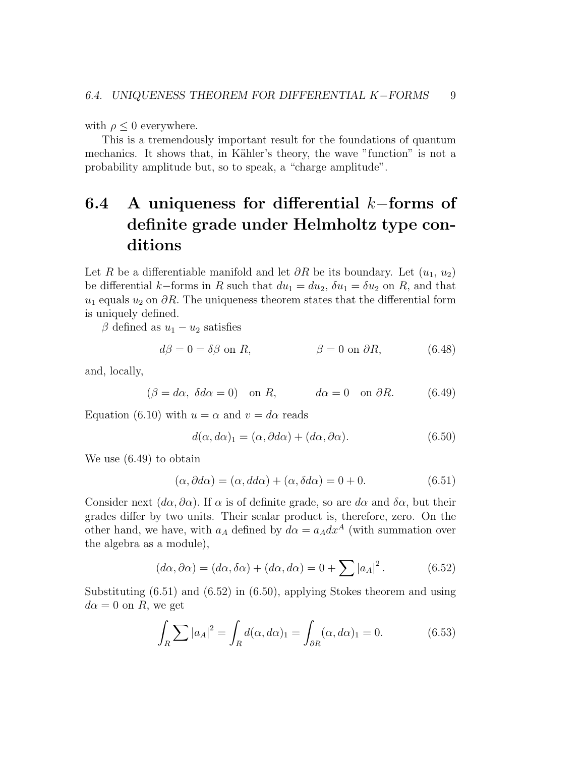with $\rho \leq 0$ everywhere.

This is a tremendously important result for the foundations of quantum mechanics. It shows that, in Kähler's theory, the wave "function" is not a probability amplitude but, so to speak, a "charge amplitude".

## 6.4 A uniqueness for differential $k-$forms of definite grade under Helmholtz type conditions

Let $R$ be a differentiable manifold and let $\partial R$ be its boundary. Let $(u_1, u_2)$ be differential $k-$forms in $R$ such that $du_1 = du_2$, $\delta u_1 = \delta u_2$ on $R$, and that $u_1$ equals $u_2$ on $\partial R$. The uniqueness theorem states that the differential form is uniquely defined.

$\beta$ defined as $u_1 - u_2$ satisfies

$$d\beta = 0 = \delta\beta \text{ on } R, \qquad\qquad \beta = 0 \text{ on } \partial R, \tag{6.48}$$

and, locally,

$$(\beta = d\alpha, \ \delta d\alpha = 0) \quad \text{on } R, \qquad\qquad d\alpha = 0 \quad \text{on } \partial R. \tag{6.49}$$

Equation (6.10) with $u = \alpha$ and $v = d\alpha$ reads

$$d(\alpha, d\alpha)_1 = (\alpha, \partial d\alpha) + (d\alpha, \partial\alpha). \tag{6.50}$$

We use (6.49) to obtain

$$(\alpha, \partial d\alpha) = (\alpha, dd\alpha) + (\alpha, \delta d\alpha) = 0 + 0. \tag{6.51}$$

Consider next $(d\alpha, \partial\alpha)$. If $\alpha$ is of definite grade, so are $d\alpha$ and $\delta\alpha$, but their grades differ by two units. Their scalar product is, therefore, zero. On the other hand, we have, with $a_A$ defined by $d\alpha = a_A dx^A$ (with summation over the algebra as a module),

$$(d\alpha, \partial\alpha) = (d\alpha, \delta\alpha) + (d\alpha, d\alpha) = 0 + \sum |a_A|^2. \tag{6.52}$$

Substituting (6.51) and (6.52) in (6.50), applying Stokes theorem and using $d\alpha = 0$ on $R$, we get

$$\int_R \sum |a_A|^2 = \int_R d(\alpha, d\alpha)_1 = \int_{\partial R} (\alpha, d\alpha)_1 = 0. \tag{6.53}$$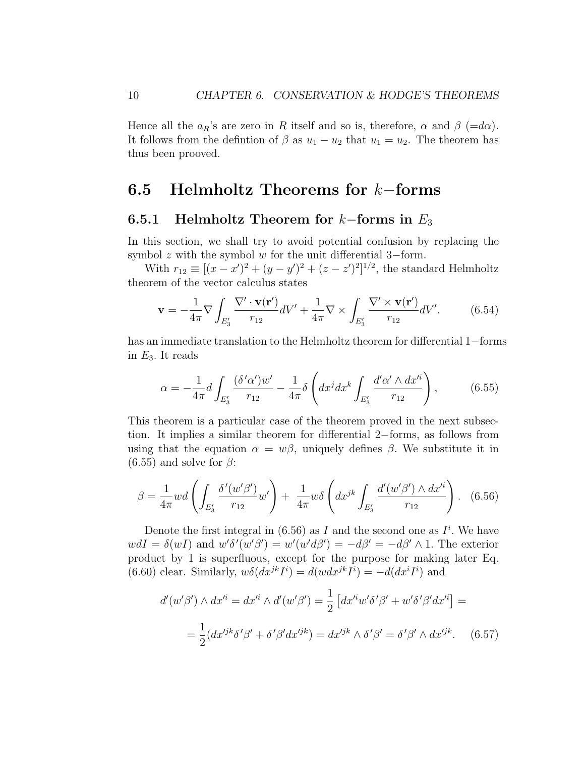Hence all the $a_R$'s are zero in $R$ itself and so is, therefore, $\alpha$ and $\beta$ $(=d\alpha)$. It follows from the defintion of $\beta$ as $u_1 - u_2$ that $u_1 = u_2$. The theorem has thus been prooved.

## 6.5 Helmholtz Theorems for $k-$forms

### 6.5.1 Helmholtz Theorem for $k-$forms in $E_3$

In this section, we shall try to avoid potential confusion by replacing the symbol $z$ with the symbol $w$ for the unit differential 3−form.

With $r_{12} \equiv [(x-x')^2 + (y-y')^2 + (z-z')^2]^{1/2}$, the standard Helmholtz theorem of the vector calculus states

$$\mathbf{v} = -\frac{1}{4\pi}\nabla \int_{E_3'} \frac{\nabla' \cdot \mathbf{v}(\mathbf{r}')}{r_{12}} dV' + \frac{1}{4\pi}\nabla \times \int_{E_3'} \frac{\nabla' \times \mathbf{v}(\mathbf{r}')}{r_{12}} dV'. \tag{6.54}$$

has an immediate translation to the Helmholtz theorem for differential 1−forms in $E_3$. It reads

$$\alpha = -\frac{1}{4\pi} d \int_{E_3'} \frac{(\delta'\alpha')w'}{r_{12}} - \frac{1}{4\pi}\delta \left( dx^j dx^k \int_{E_3'} \frac{d'\alpha' \wedge dx'^i}{r_{12}} \right), \tag{6.55}$$

This theorem is a particular case of the theorem proved in the next subsection. It implies a similar theorem for differential 2−forms, as follows from using that the equation $\alpha = w\beta$, uniquely defines $\beta$. We substitute it in (6.55) and solve for $\beta$:

$$\beta = \frac{1}{4\pi} wd \left( \int_{E_3'} \frac{\delta'(w'\beta')}{r_{12}} w' \right) + \frac{1}{4\pi} w\delta \left( dx^{jk} \int_{E_3'} \frac{d'(w'\beta') \wedge dx'^i}{r_{12}} \right). \tag{6.56}$$

Denote the first integral in (6.56) as $I$ and the second one as $I^i$. We have $wdI = \delta(wI)$ and $w'\delta'(w'\beta') = w'(w'd\beta') = -d\beta' = -d\beta' \wedge 1$. The exterior product by 1 is superfluous, except for the purpose for making later Eq. (6.60) clear. Similarly, $w\delta(dx^{jk}I^i) = d(wdx^{jk}I^i) = -d(dx^i I^i)$ and

$$d'(w'\beta') \wedge dx'^i = dx'^i \wedge d'(w'\beta') = \frac{1}{2}\left[ dx'^i w'\delta'\beta' + w'\delta'\beta' dx'^i \right] =$$

$$= \frac{1}{2}(dx'^{jk}\delta'\beta' + \delta'\beta' dx'^{jk}) = dx'^{jk} \wedge \delta'\beta' = \delta'\beta' \wedge dx'^{jk}. \tag{6.57}$$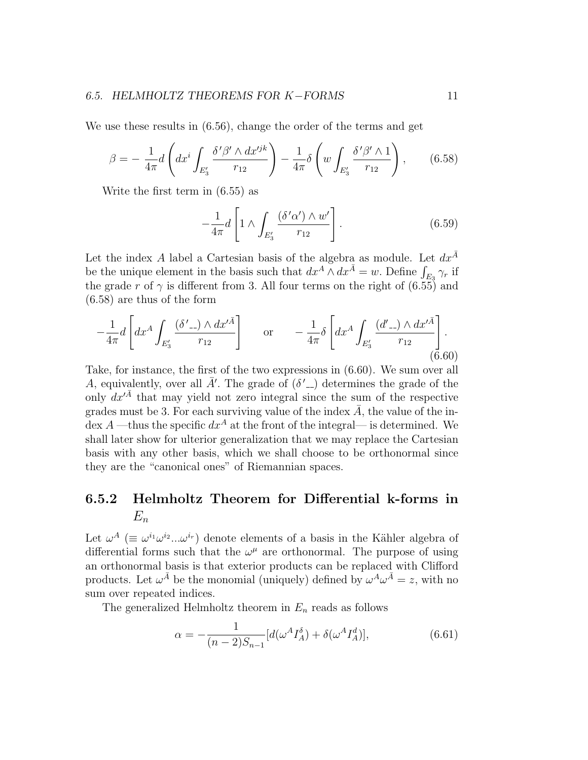We use these results in (6.56), change the order of the terms and get

$$\beta = -\frac{1}{4\pi} d\left( dx^i \int_{E_3'} \frac{\delta'\beta' \wedge dx'^{jk}}{r_{12}} \right) - \frac{1}{4\pi}\delta\left( w \int_{E_3'} \frac{\delta'\beta' \wedge 1}{r_{12}} \right), \tag{6.58}$$

Write the first term in (6.55) as

$$-\frac{1}{4\pi} d\left[ 1 \wedge \int_{E_3'} \frac{(\delta'\alpha') \wedge w'}{r_{12}} \right]. \tag{6.59}$$

Let the index $A$ label a Cartesian basis of the algebra as module. Let $dx^{\bar{A}}$ be the unique element in the basis such that $dx^A \wedge dx^{\bar{A}} = w$. Define $\int_{E_3} \gamma_r$ if the grade $r$ of $\gamma$ is different from 3. All four terms on the right of (6.55) and (6.58) are thus of the form

$$-\frac{1}{4\pi} d\left[ dx^A \int_{E_3'} \frac{(\delta'\_\_) \wedge dx'^{\bar{A}}}{r_{12}} \right] \qquad \text{or} \qquad -\frac{1}{4\pi}\delta\left[ dx^A \int_{E_3'} \frac{(d'\_\_) \wedge dx'^{\bar{A}}}{r_{12}} \right]. \tag{6.60}$$

Take, for instance, the first of the two expressions in (6.60). We sum over all $A$, equivalently, over all $\bar{A}'$. The grade of $(\delta'\_\_)$ determines the grade of the only $dx'^{\bar{A}}$ that may yield not zero integral since the sum of the respective grades must be 3. For each surviving value of the index $\bar{A}$, the value of the index $A$ —thus the specific $dx^A$ at the front of the integral— is determined. We shall later show for ulterior generalization that we may replace the Cartesian basis with any other basis, which we shall choose to be orthonormal since they are the "canonical ones" of Riemannian spaces.

### 6.5.2 Helmholtz Theorem for Differential k-forms in $E_n$

Let $\omega^A$ ($\equiv \omega^{i_1}\omega^{i_2}...\omega^{i_r}$) denote elements of a basis in the Kähler algebra of differential forms such that the $\omega^\mu$ are orthonormal. The purpose of using an orthonormal basis is that exterior products can be replaced with Clifford products. Let $\omega^{\bar{A}}$ be the monomial (uniquely) defined by $\omega^A\omega^{\bar{A}} = z$, with no sum over repeated indices.

The generalized Helmholtz theorem in $E_n$ reads as follows

$$\alpha = -\frac{1}{(n-2)S_{n-1}}[d(\omega^A I_A^\delta) + \delta(\omega^A I_A^d)], \tag{6.61}$$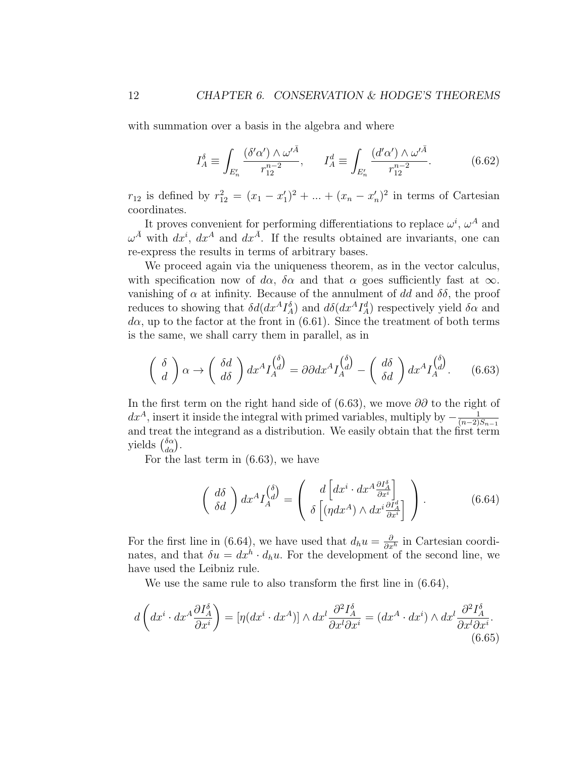with summation over a basis in the algebra and where

$$I_A^\delta \equiv \int_{E'_n} \frac{(\delta'\alpha') \wedge \omega'^{\bar{A}}}{r_{12}^{n-2}}, \qquad I_A^d \equiv \int_{E'_n} \frac{(d'\alpha') \wedge \omega'^{\bar{A}}}{r_{12}^{n-2}}. \tag{6.62}$$

$r_{12}$ is defined by $r_{12}^2 = (x_1 - x'_1)^2 + ... + (x_n - x'_n)^2$ in terms of Cartesian coordinates.

It proves convenient for performing differentiations to replace $\omega^i$, $\omega^A$ and $\omega^{\bar{A}}$ with $dx^i$, $dx^A$ and $dx^{\bar{A}}$. If the results obtained are invariants, one can re-express the results in terms of arbitrary bases.

We proceed again via the uniqueness theorem, as in the vector calculus, with specification now of $d\alpha$, $\delta\alpha$ and that $\alpha$ goes sufficiently fast at $\infty$. vanishing of $\alpha$ at infinity. Because of the annulment of $dd$ and $\delta\delta$, the proof reduces to showing that $\delta d(dx^A I_A^\delta)$ and $d\delta(dx^A I_A^d)$ respectively yield $\delta\alpha$ and $d\alpha$, up to the factor at the front in (6.61). Since the treatment of both terms is the same, we shall carry them in parallel, as in

$$\begin{pmatrix} \delta \\ d \end{pmatrix} \alpha \rightarrow \begin{pmatrix} \delta d \\ d\delta \end{pmatrix} dx^A I_A^{\binom{\delta}{d}} = \partial\partial dx^A I_A^{\binom{\delta}{d}} - \begin{pmatrix} d\delta \\ \delta d \end{pmatrix} dx^A I_A^{\binom{\delta}{d}}. \tag{6.63}$$

In the first term on the right hand side of (6.63), we move $\partial\partial$ to the right of $dx^A$, insert it inside the integral with primed variables, multiply by $-\frac{1}{(n-2)S_{n-1}}$ and treat the integrand as a distribution. We easily obtain that the first term yields $\binom{\delta\alpha}{d\alpha}$.

For the last term in (6.63), we have

$$\begin{pmatrix} d\delta \\ \delta d \end{pmatrix} dx^A I_A^{\binom{\delta}{d}} = \begin{pmatrix} d\left[dx^i \cdot dx^A \frac{\partial I_A^\delta}{\partial x^i}\right] \\ \delta\left[(\eta dx^A) \wedge dx^i \frac{\partial I_A^d}{\partial x^i}\right] \end{pmatrix}. \tag{6.64}$$

For the first line in (6.64), we have used that $d_h u = \frac{\partial}{\partial x^h}$ in Cartesian coordinates, and that $\delta u = dx^h \cdot d_h u$. For the development of the second line, we have used the Leibniz rule.

We use the same rule to also transform the first line in (6.64),

$$d\left(dx^i \cdot dx^A \frac{\partial I_A^\delta}{\partial x^i}\right) = [\eta(dx^i \cdot dx^A)] \wedge dx^l \frac{\partial^2 I_A^\delta}{\partial x^l \partial x^i} = (dx^A \cdot dx^i) \wedge dx^l \frac{\partial^2 I_A^\delta}{\partial x^l \partial x^i}. \tag{6.65}$$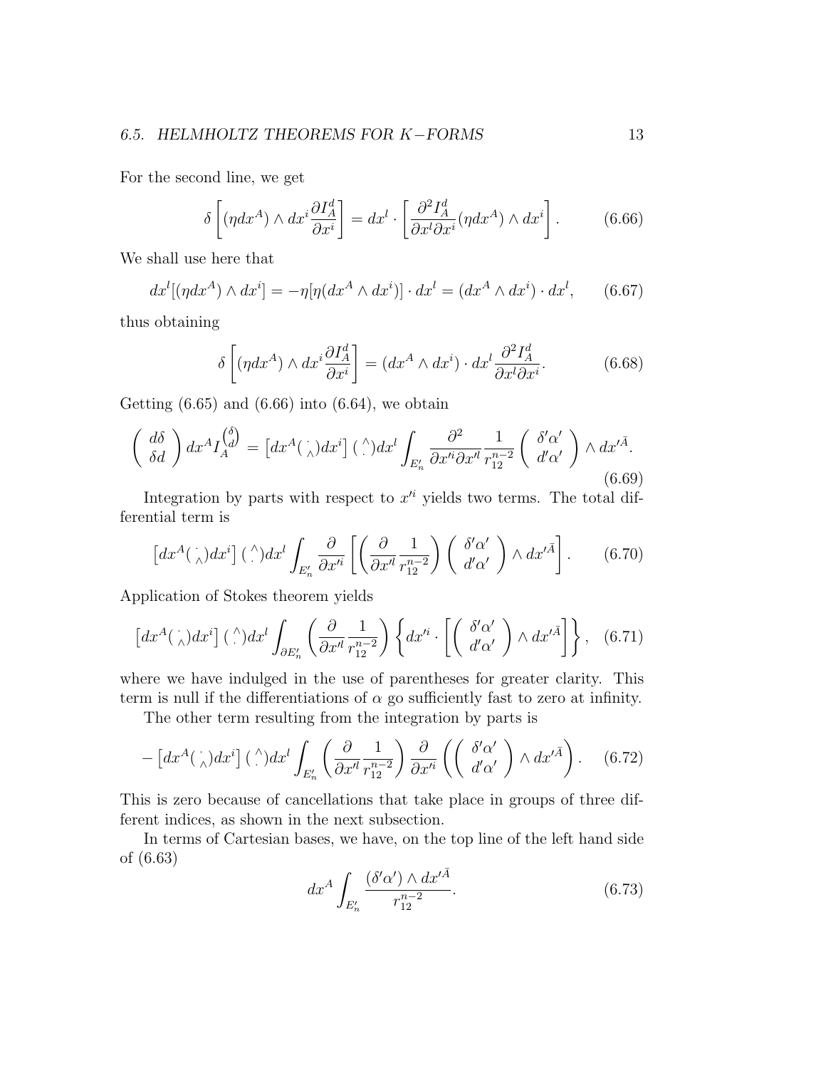For the second line, we get

$$\delta\left[(\eta dx^A)\wedge dx^i\frac{\partial I_A^d}{\partial x^i}\right] = dx^l\cdot\left[\frac{\partial^2 I_A^d}{\partial x^l\partial x^i}(\eta dx^A)\wedge dx^i\right]. \tag{6.66}$$

We shall use here that

$$dx^l[(\eta dx^A)\wedge dx^i] = -\eta[\eta(dx^A\wedge dx^i)]\cdot dx^l = (dx^A\wedge dx^i)\cdot dx^l, \tag{6.67}$$

thus obtaining

$$\delta\left[(\eta dx^A)\wedge dx^i\frac{\partial I_A^d}{\partial x^i}\right] = (dx^A\wedge dx^i)\cdot dx^l\,\frac{\partial^2 I_A^d}{\partial x^l\partial x^i}. \tag{6.68}$$

Getting (6.65) and (6.66) into (6.64), we obtain

$$\begin{pmatrix} d\delta \\ \delta d \end{pmatrix} dx^A I_A^{\binom{\delta}{d}} = \left[dx^A(\,{}^{\cdot}_{\wedge}\,)dx^i\right](\,{}^{\wedge}_{\cdot}\,)dx^l\int_{E'_n}\frac{\partial^2}{\partial x'^i\partial x'^l}\frac{1}{r_{12}^{n-2}}\begin{pmatrix}\delta'\alpha' \\ d'\alpha'\end{pmatrix}\wedge dx'^{\bar{A}}. \tag{6.69}$$

Integration by parts with respect to $x'^i$ yields two terms. The total differential term is

$$\left[dx^A(\,{}^{\cdot}_{\wedge}\,)dx^i\right](\,{}^{\wedge}_{\cdot}\,)dx^l\int_{E'_n}\frac{\partial}{\partial x'^i}\left[\left(\frac{\partial}{\partial x'^l}\frac{1}{r_{12}^{n-2}}\right)\begin{pmatrix}\delta'\alpha' \\ d'\alpha'\end{pmatrix}\wedge dx'^{\bar{A}}\right]. \tag{6.70}$$

Application of Stokes theorem yields

$$\left[dx^A(\,{}^{\cdot}_{\wedge}\,)dx^i\right](\,{}^{\wedge}_{\cdot}\,)dx^l\int_{\partial E'_n}\left(\frac{\partial}{\partial x'^l}\frac{1}{r_{12}^{n-2}}\right)\left\{dx'^i\cdot\left[\begin{pmatrix}\delta'\alpha' \\ d'\alpha'\end{pmatrix}\wedge dx'^{\bar{A}}\right]\right\}, \tag{6.71}$$

where we have indulged in the use of parentheses for greater clarity. This term is null if the differentiations of $\alpha$ go sufficiently fast to zero at infinity.

The other term resulting from the integration by parts is

$$-\left[dx^A(\,{}^{\cdot}_{\wedge}\,)dx^i\right](\,{}^{\wedge}_{\cdot}\,)dx^l\int_{E'_n}\left(\frac{\partial}{\partial x'^l}\frac{1}{r_{12}^{n-2}}\right)\frac{\partial}{\partial x'^i}\left(\begin{pmatrix}\delta'\alpha' \\ d'\alpha'\end{pmatrix}\wedge dx'^{\bar{A}}\right). \tag{6.72}$$

This is zero because of cancellations that take place in groups of three different indices, as shown in the next subsection.

In terms of Cartesian bases, we have, on the top line of the left hand side of (6.63)

$$dx^A\int_{E'_n}\frac{(\delta'\alpha')\wedge dx'^{\bar{A}}}{r_{12}^{n-2}}. \tag{6.73}$$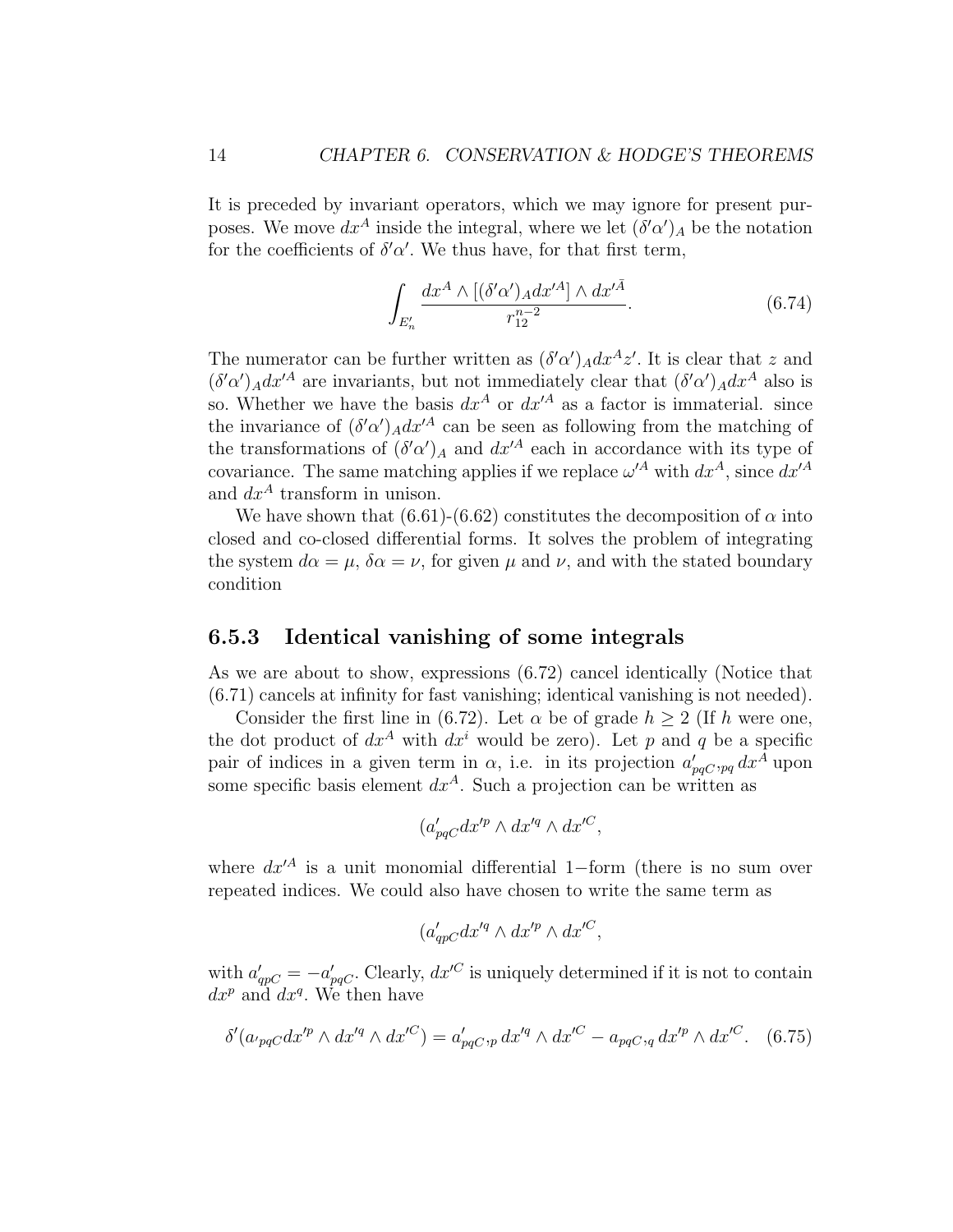It is preceded by invariant operators, which we may ignore for present purposes. We move $dx^A$ inside the integral, where we let $(\delta'\alpha')_A$ be the notation for the coefficients of $\delta'\alpha'$. We thus have, for that first term,

$$\int_{E'_n} \frac{dx^A \wedge [(\delta'\alpha')_A dx'^A] \wedge dx'^{\bar{A}}}{r_{12}^{n-2}}. \tag{6.74}$$

The numerator can be further written as $(\delta'\alpha')_A dx^A z'$. It is clear that $z$ and $(\delta'\alpha')_A dx'^A$ are invariants, but not immediately clear that $(\delta'\alpha')_A dx^A$ also is so. Whether we have the basis $dx^A$ or $dx'^A$ as a factor is immaterial. since the invariance of $(\delta'\alpha')_A dx'^A$ can be seen as following from the matching of the transformations of $(\delta'\alpha')_A$ and $dx'^A$ each in accordance with its type of covariance. The same matching applies if we replace $\omega'^A$ with $dx^A$, since $dx'^A$ and $dx^A$ transform in unison.

We have shown that (6.61)-(6.62) constitutes the decomposition of $\alpha$ into closed and co-closed differential forms. It solves the problem of integrating the system $d\alpha = \mu$, $\delta\alpha = \nu$, for given $\mu$ and $\nu$, and with the stated boundary condition

### 6.5.3 Identical vanishing of some integrals

As we are about to show, expressions (6.72) cancel identically (Notice that (6.71) cancels at infinity for fast vanishing; identical vanishing is not needed).

Consider the first line in (6.72). Let $\alpha$ be of grade $h \geq 2$ (If $h$ were one, the dot product of $dx^A$ with $dx^i$ would be zero). Let $p$ and $q$ be a specific pair of indices in a given term in $\alpha$, i.e. in its projection $a'_{pqC},_{pq}\, dx^A$ upon some specific basis element $dx^A$. Such a projection can be written as

$$(a'_{pqC} dx'^p \wedge dx'^q \wedge dx'^C,$$

where $dx'^A$ is a unit monomial differential 1−form (there is no sum over repeated indices. We could also have chosen to write the same term as

$$(a'_{qpC} dx'^q \wedge dx'^p \wedge dx'^C,$$

with $a'_{qpC} = -a'_{pqC}$. Clearly, $dx'^C$ is uniquely determined if it is not to contain $dx^p$ and $dx^q$. We then have

$$\delta'(a\prime_{pqC} dx'^p \wedge dx'^q \wedge dx'^C) = a'_{pqC},_p\, dx'^q \wedge dx'^C - a_{pqC},_q\, dx'^p \wedge dx'^C. \tag{6.75}$$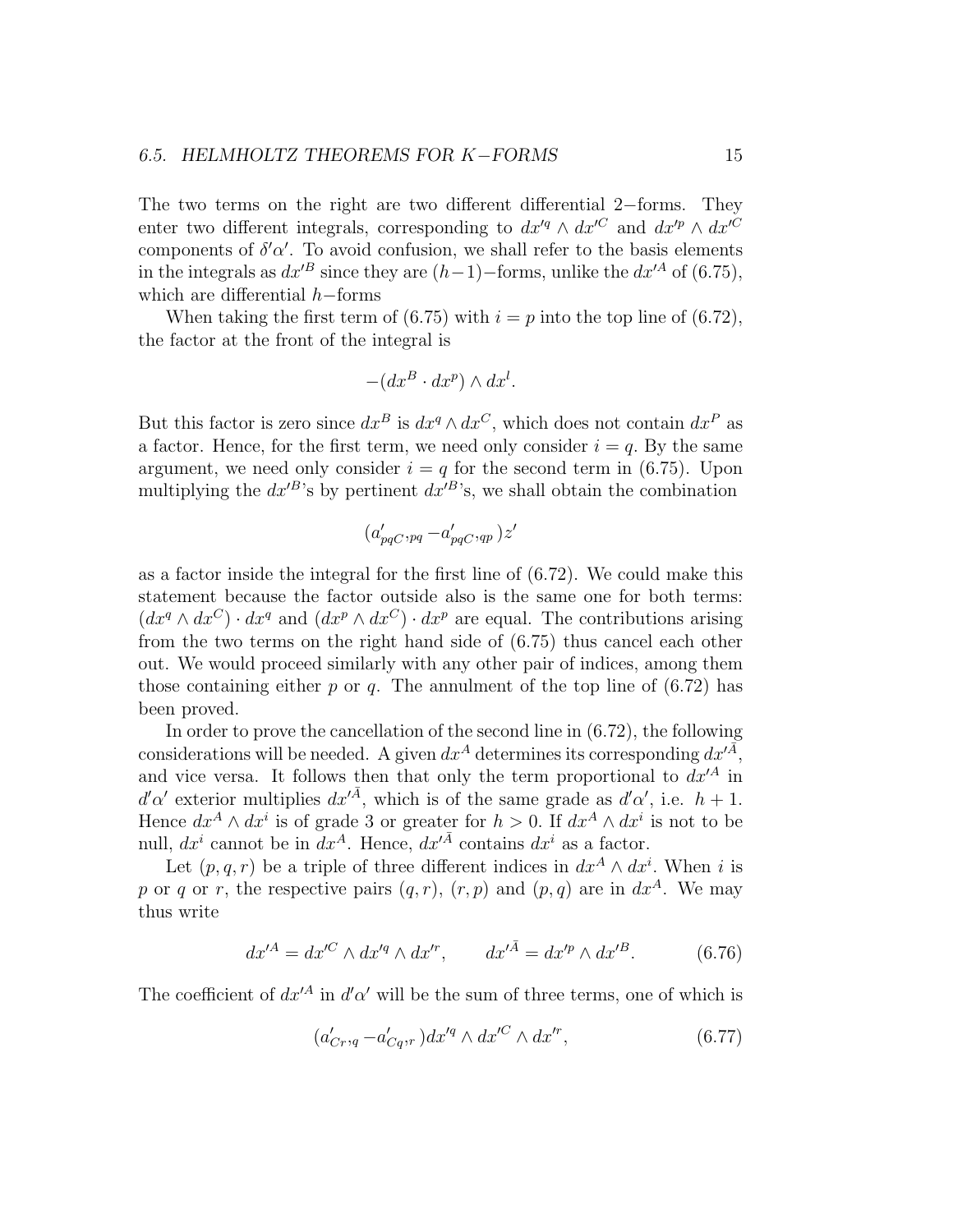The two terms on the right are two different differential 2−forms. They enter two different integrals, corresponding to $dx'^q \wedge dx'^C$ and $dx'^p \wedge dx'^C$ components of $\delta'\alpha'$. To avoid confusion, we shall refer to the basis elements in the integrals as $dx'^B$ since they are $(h-1)$−forms, unlike the $dx'^A$ of (6.75), which are differential $h$−forms

When taking the first term of (6.75) with $i = p$ into the top line of (6.72), the factor at the front of the integral is

$$-(dx^B \cdot dx^p) \wedge dx^l.$$

But this factor is zero since $dx^B$ is $dx^q \wedge dx^C$, which does not contain $dx^P$ as a factor. Hence, for the first term, we need only consider $i = q$. By the same argument, we need only consider $i = q$ for the second term in (6.75). Upon multiplying the $dx'^B$'s by pertinent $dx'^B$'s, we shall obtain the combination

$$(a'_{pqC},_{pq} - a'_{pqC},_{qp})z'$$

as a factor inside the integral for the first line of (6.72). We could make this statement because the factor outside also is the same one for both terms: $(dx^q \wedge dx^C) \cdot dx^q$ and $(dx^p \wedge dx^C) \cdot dx^p$ are equal. The contributions arising from the two terms on the right hand side of (6.75) thus cancel each other out. We would proceed similarly with any other pair of indices, among them those containing either $p$ or $q$. The annulment of the top line of (6.72) has been proved.

In order to prove the cancellation of the second line in (6.72), the following considerations will be needed. A given $dx^A$ determines its corresponding $dx'^{\bar{A}}$, and vice versa. It follows then that only the term proportional to $dx'^A$ in $d'\alpha'$ exterior multiplies $dx'^{\bar{A}}$, which is of the same grade as $d'\alpha'$, i.e. $h+1$. Hence $dx^A \wedge dx^i$ is of grade 3 or greater for $h > 0$. If $dx^A \wedge dx^i$ is not to be null, $dx^i$ cannot be in $dx^A$. Hence, $dx'^{\bar{A}}$ contains $dx^i$ as a factor.

Let $(p, q, r)$ be a triple of three different indices in $dx^A \wedge dx^i$. When $i$ is $p$ or $q$ or $r$, the respective pairs $(q, r)$, $(r, p)$ and $(p, q)$ are in $dx^A$. We may thus write

$$dx'^A = dx'^C \wedge dx'^q \wedge dx'^r, \qquad dx'^{\bar{A}} = dx'^p \wedge dx'^B. \tag{6.76}$$

The coefficient of $dx'^A$ in $d'\alpha'$ will be the sum of three terms, one of which is

$$(a'_{Cr},_q - a'_{Cq},_r)dx'^q \wedge dx'^C \wedge dx'^r, \tag{6.77}$$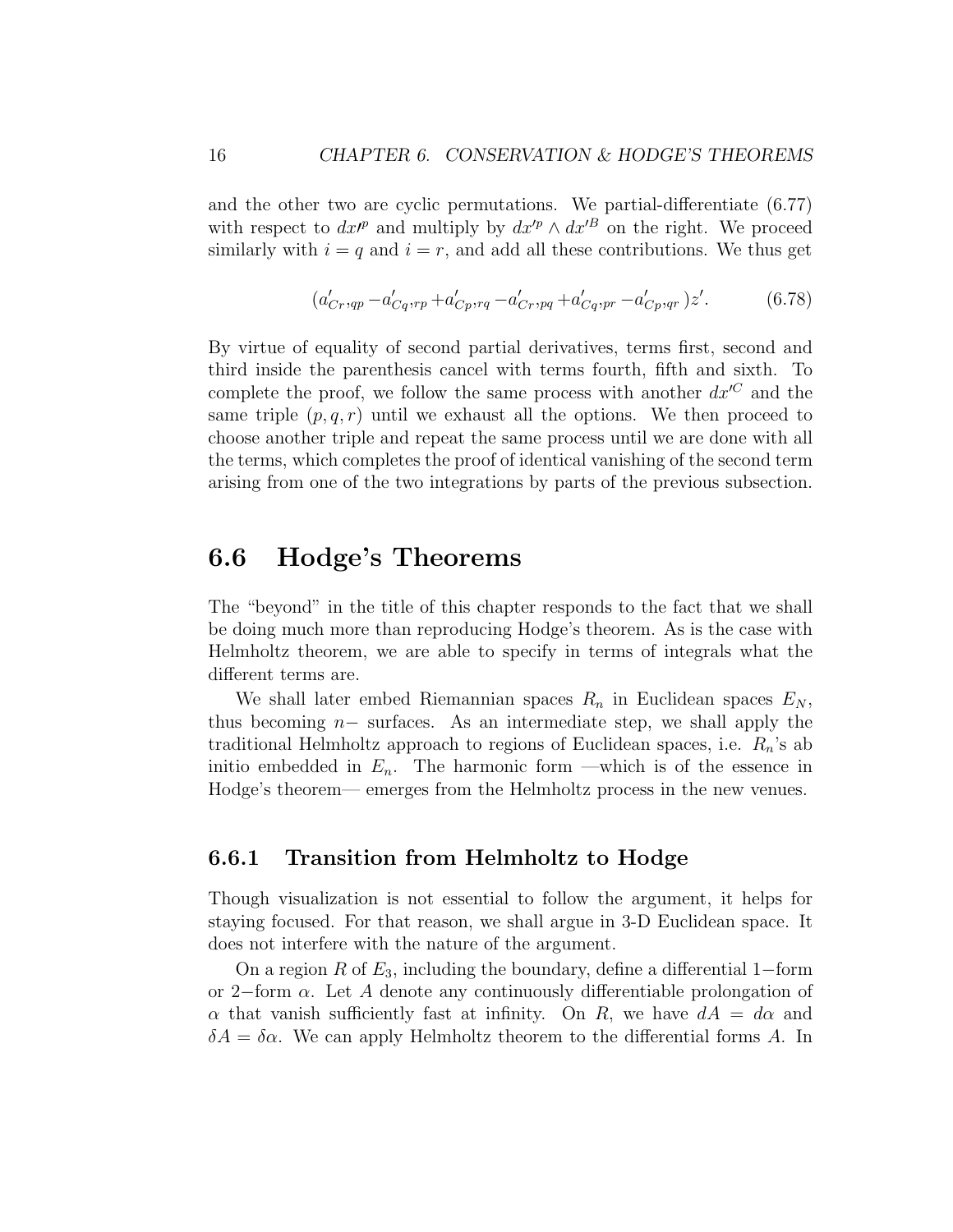and the other two are cyclic permutations. We partial-differentiate (6.77) with respect to $dx\prime^p$ and multiply by $dx'^p \wedge dx'^B$ on the right. We proceed similarly with $i = q$ and $i = r$, and add all these contributions. We thus get

$$(a'_{Cr},_{qp} - a'_{Cq},_{rp} + a'_{Cp},_{rq} - a'_{Cr},_{pq} + a'_{Cq},_{pr} - a'_{Cp},_{qr})z'. \tag{6.78}$$

By virtue of equality of second partial derivatives, terms first, second and third inside the parenthesis cancel with terms fourth, fifth and sixth. To complete the proof, we follow the same process with another $dx'^C$ and the same triple $(p, q, r)$ until we exhaust all the options. We then proceed to choose another triple and repeat the same process until we are done with all the terms, which completes the proof of identical vanishing of the second term arising from one of the two integrations by parts of the previous subsection.

## 6.6 Hodge's Theorems

The "beyond" in the title of this chapter responds to the fact that we shall be doing much more than reproducing Hodge's theorem. As is the case with Helmholtz theorem, we are able to specify in terms of integrals what the different terms are.

We shall later embed Riemannian spaces $R_n$ in Euclidean spaces $E_N$, thus becoming $n-$ surfaces. As an intermediate step, we shall apply the traditional Helmholtz approach to regions of Euclidean spaces, i.e. $R_n$'s ab initio embedded in $E_n$. The harmonic form —which is of the essence in Hodge's theorem— emerges from the Helmholtz process in the new venues.

### 6.6.1 Transition from Helmholtz to Hodge

Though visualization is not essential to follow the argument, it helps for staying focused. For that reason, we shall argue in 3-D Euclidean space. It does not interfere with the nature of the argument.

On a region $R$ of $E_3$, including the boundary, define a differential $1-$form or $2-$form $\alpha$. Let $A$ denote any continuously differentiable prolongation of $\alpha$ that vanish sufficiently fast at infinity. On $R$, we have $dA = d\alpha$ and $\delta A = \delta\alpha$. We can apply Helmholtz theorem to the differential forms $A$. In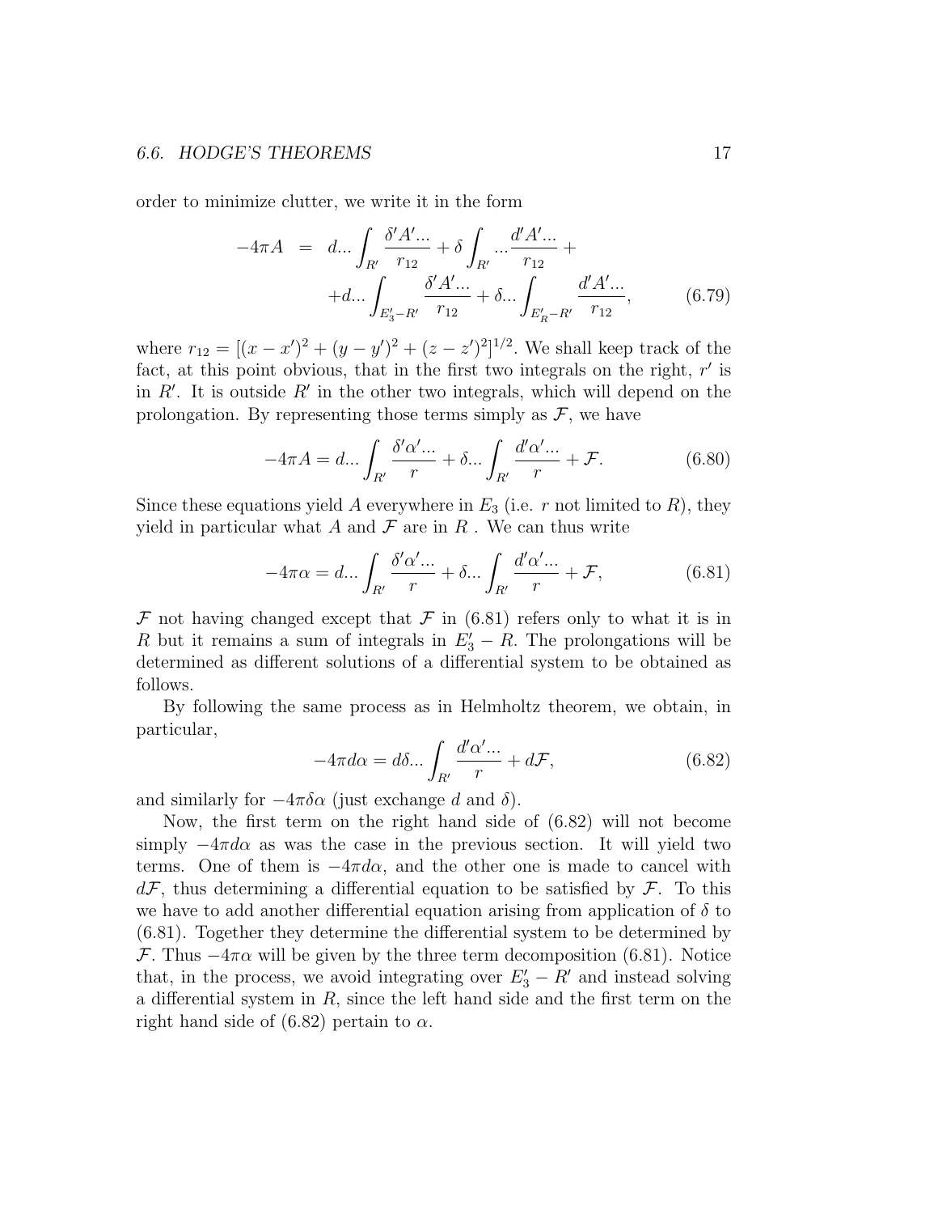order to minimize clutter, we write it in the form

$$
\begin{aligned}
-4\pi A &= d...\int_{R'} \frac{\delta' A'...}{r_{12}} + \delta \int_{R'} ...\frac{d' A'...}{r_{12}} + \\
&\quad + d...\int_{E_3'-R'} \frac{\delta' A'...}{r_{12}} + \delta...\int_{E_R'-R'} \frac{d' A'...}{r_{12}}, \qquad (6.79)
\end{aligned}
$$

where $r_{12} = [(x-x')^2 + (y-y')^2 + (z-z')^2]^{1/2}$. We shall keep track of the fact, at this point obvious, that in the first two integrals on the right, $r'$ is in $R'$. It is outside $R'$ in the other two integrals, which will depend on the prolongation. By representing those terms simply as $\mathcal{F}$, we have

$$
-4\pi A = d...\int_{R'} \frac{\delta' \alpha'...}{r} + \delta...\int_{R'} \frac{d' \alpha'...}{r} + \mathcal{F}. \qquad (6.80)
$$

Since these equations yield $A$ everywhere in $E_3$ (i.e. $r$ not limited to $R$), they yield in particular what $A$ and $\mathcal{F}$ are in $R$ . We can thus write

$$
-4\pi \alpha = d...\int_{R'} \frac{\delta' \alpha'...}{r} + \delta...\int_{R'} \frac{d' \alpha'...}{r} + \mathcal{F}, \qquad (6.81)
$$

$\mathcal{F}$ not having changed except that $\mathcal{F}$ in (6.81) refers only to what it is in $R$ but it remains a sum of integrals in $E_3' - R$. The prolongations will be determined as different solutions of a differential system to be obtained as follows.

By following the same process as in Helmholtz theorem, we obtain, in particular,

$$
-4\pi d\alpha = d\delta...\int_{R'} \frac{d' \alpha'...}{r} + d\mathcal{F}, \qquad (6.82)
$$

and similarly for $-4\pi\delta\alpha$ (just exchange $d$ and $\delta$).

Now, the first term on the right hand side of (6.82) will not become simply $-4\pi d\alpha$ as was the case in the previous section. It will yield two terms. One of them is $-4\pi d\alpha$, and the other one is made to cancel with $d\mathcal{F}$, thus determining a differential equation to be satisfied by $\mathcal{F}$. To this we have to add another differential equation arising from application of $\delta$ to (6.81). Together they determine the differential system to be determined by $\mathcal{F}$. Thus $-4\pi\alpha$ will be given by the three term decomposition (6.81). Notice that, in the process, we avoid integrating over $E_3' - R'$ and instead solving a differential system in $R$, since the left hand side and the first term on the right hand side of (6.82) pertain to $\alpha$.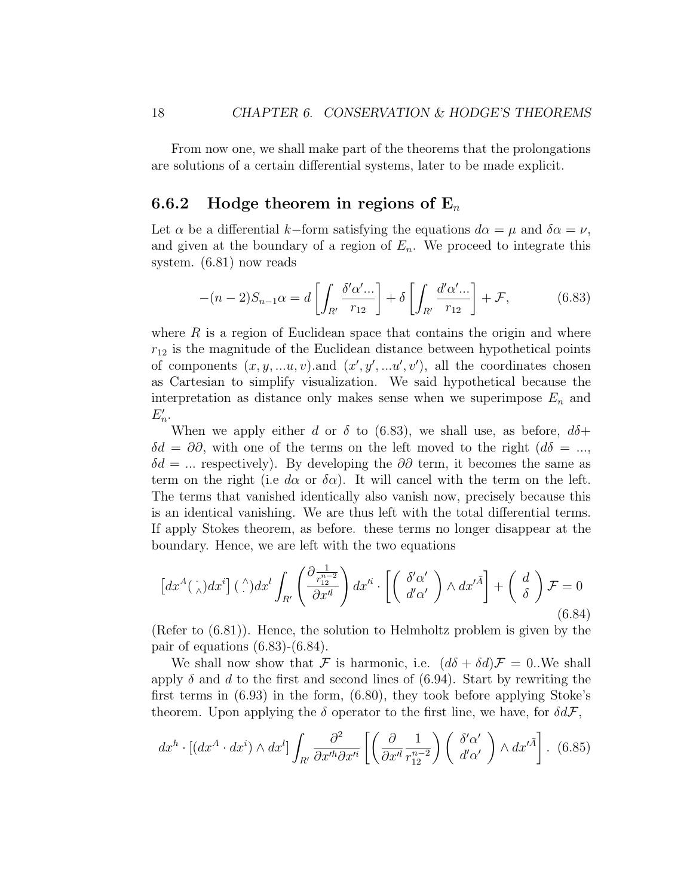From now one, we shall make part of the theorems that the prolongations are solutions of a certain differential systems, later to be made explicit.

### 6.6.2 Hodge theorem in regions of $\mathbf{E}_n$

Let $\alpha$ be a differential $k-$form satisfying the equations $d\alpha = \mu$ and $\delta\alpha = \nu$, and given at the boundary of a region of $E_n$. We proceed to integrate this system. (6.81) now reads

$$-(n-2)S_{n-1}\alpha = d\left[\int_{R'} \frac{\delta'\alpha'...}{r_{12}}\right] + \delta\left[\int_{R'} \frac{d'\alpha'...}{r_{12}}\right] + \mathcal{F}, \tag{6.83}$$

where $R$ is a region of Euclidean space that contains the origin and where $r_{12}$ is the magnitude of the Euclidean distance between hypothetical points of components $(x, y, ...u, v)$.and $(x', y', ...u', v')$, all the coordinates chosen as Cartesian to simplify visualization. We said hypothetical because the interpretation as distance only makes sense when we superimpose $E_n$ and $E'_n$.

When we apply either $d$ or $\delta$ to (6.83), we shall use, as before, $d\delta + \delta d = \partial\partial$, with one of the terms on the left moved to the right ($d\delta = ...$, $\delta d = ...$ respectively). By developing the $\partial\partial$ term, it becomes the same as term on the right (i.e $d\alpha$ or $\delta\alpha$). It will cancel with the term on the left. The terms that vanished identically also vanish now, precisely because this is an identical vanishing. We are thus left with the total differential terms. If apply Stokes theorem, as before. these terms no longer disappear at the boundary. Hence, we are left with the two equations

$$\left[dx^A \left(\begin{smallmatrix}\cdot \\ \wedge\end{smallmatrix}\right) dx^i\right] \left(\begin{smallmatrix}\wedge \\ \cdot\end{smallmatrix}\right) dx^l \int_{R'} \left(\frac{\partial \frac{1}{r_{12}^{n-2}}}{\partial x'^l}\right) dx'^i \cdot \left[\left(\begin{array}{c}\delta'\alpha' \\ d'\alpha'\end{array}\right) \wedge dx'^{\bar{A}}\right] + \left(\begin{array}{c} d \\ \delta \end{array}\right) \mathcal{F} = 0 \tag{6.84}$$

(Refer to (6.81)). Hence, the solution to Helmholtz problem is given by the pair of equations (6.83)-(6.84).

We shall now show that $\mathcal{F}$ is harmonic, i.e. $(d\delta + \delta d)\mathcal{F} = 0$..We shall apply $\delta$ and $d$ to the first and second lines of (6.94). Start by rewriting the first terms in (6.93) in the form, (6.80), they took before applying Stoke's theorem. Upon applying the $\delta$ operator to the first line, we have, for $\delta d\mathcal{F}$,

$$dx^h \cdot [(dx^A \cdot dx^i) \wedge dx^l] \int_{R'} \frac{\partial^2}{\partial x'^h \partial x'^i} \left[\left(\frac{\partial}{\partial x'^l} \frac{1}{r_{12}^{n-2}}\right) \left(\begin{array}{c}\delta'\alpha' \\ d'\alpha'\end{array}\right) \wedge dx'^{\bar{A}}\right]. \tag{6.85}$$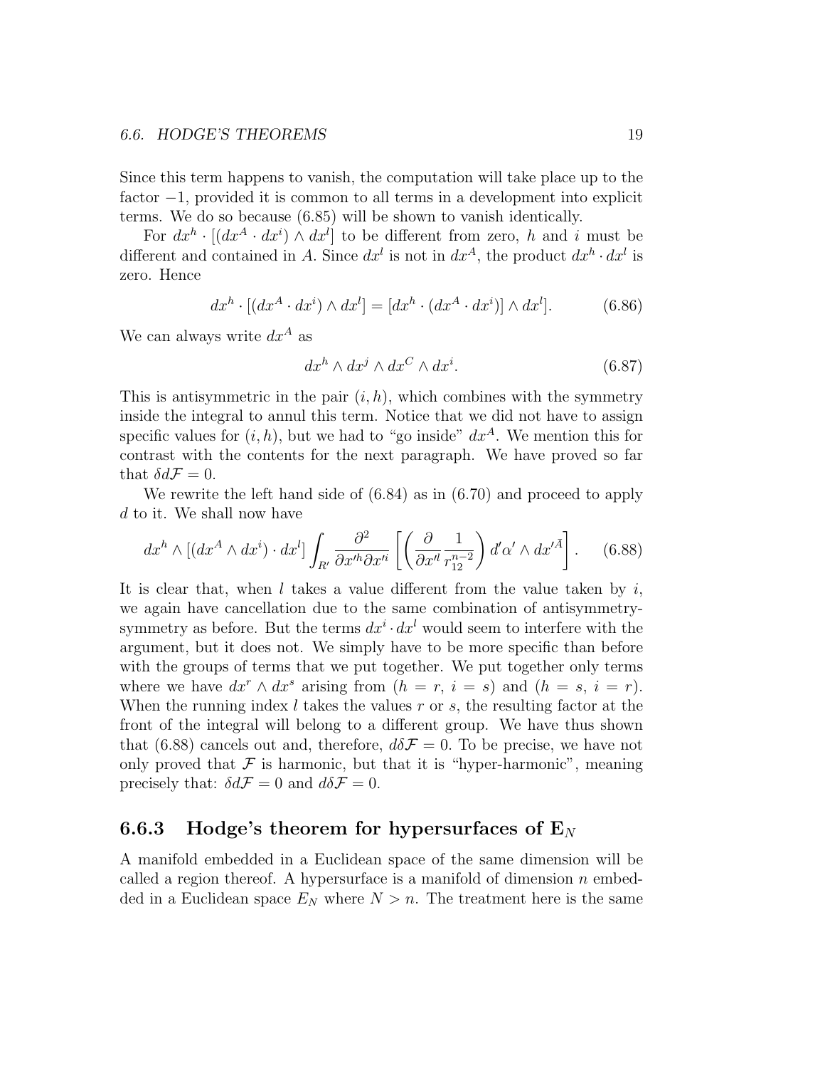Since this term happens to vanish, the computation will take place up to the factor $-1$, provided it is common to all terms in a development into explicit terms. We do so because (6.85) will be shown to vanish identically.

For $dx^h \cdot [(dx^A \cdot dx^i) \wedge dx^l]$ to be different from zero, $h$ and $i$ must be different and contained in $A$. Since $dx^l$ is not in $dx^A$, the product $dx^h \cdot dx^l$ is zero. Hence

$$dx^h \cdot [(dx^A \cdot dx^i) \wedge dx^l] = [dx^h \cdot (dx^A \cdot dx^i)] \wedge dx^l]. \tag{6.86}$$

We can always write $dx^A$ as

$$dx^h \wedge dx^j \wedge dx^C \wedge dx^i. \tag{6.87}$$

This is antisymmetric in the pair $(i, h)$, which combines with the symmetry inside the integral to annul this term. Notice that we did not have to assign specific values for $(i, h)$, but we had to "go inside" $dx^A$. We mention this for contrast with the contents for the next paragraph. We have proved so far that $\delta d\mathcal{F} = 0$.

We rewrite the left hand side of (6.84) as in (6.70) and proceed to apply $d$ to it. We shall now have

$$dx^h \wedge [(dx^A \wedge dx^i) \cdot dx^l] \int_{R'} \frac{\partial^2}{\partial x'^h \partial x'^i} \left[ \left( \frac{\partial}{\partial x'^l} \frac{1}{r_{12}^{n-2}} \right) d'\alpha' \wedge dx'^{\bar{A}} \right]. \tag{6.88}$$

It is clear that, when $l$ takes a value different from the value taken by $i$, we again have cancellation due to the same combination of antisymmetry-symmetry as before. But the terms $dx^i \cdot dx^l$ would seem to interfere with the argument, but it does not. We simply have to be more specific than before with the groups of terms that we put together. We put together only terms where we have $dx^r \wedge dx^s$ arising from $(h = r,\ i = s)$ and $(h = s,\ i = r)$. When the running index $l$ takes the values $r$ or $s$, the resulting factor at the front of the integral will belong to a different group. We have thus shown that (6.88) cancels out and, therefore, $d\delta\mathcal{F} = 0$. To be precise, we have not only proved that $\mathcal{F}$ is harmonic, but that it is "hyper-harmonic", meaning precisely that: $\delta d\mathcal{F} = 0$ and $d\delta\mathcal{F} = 0$.

### 6.6.3 Hodge's theorem for hypersurfaces of $\mathbf{E}_N$

A manifold embedded in a Euclidean space of the same dimension will be called a region thereof. A hypersurface is a manifold of dimension $n$ embedded in a Euclidean space $E_N$ where $N > n$. The treatment here is the same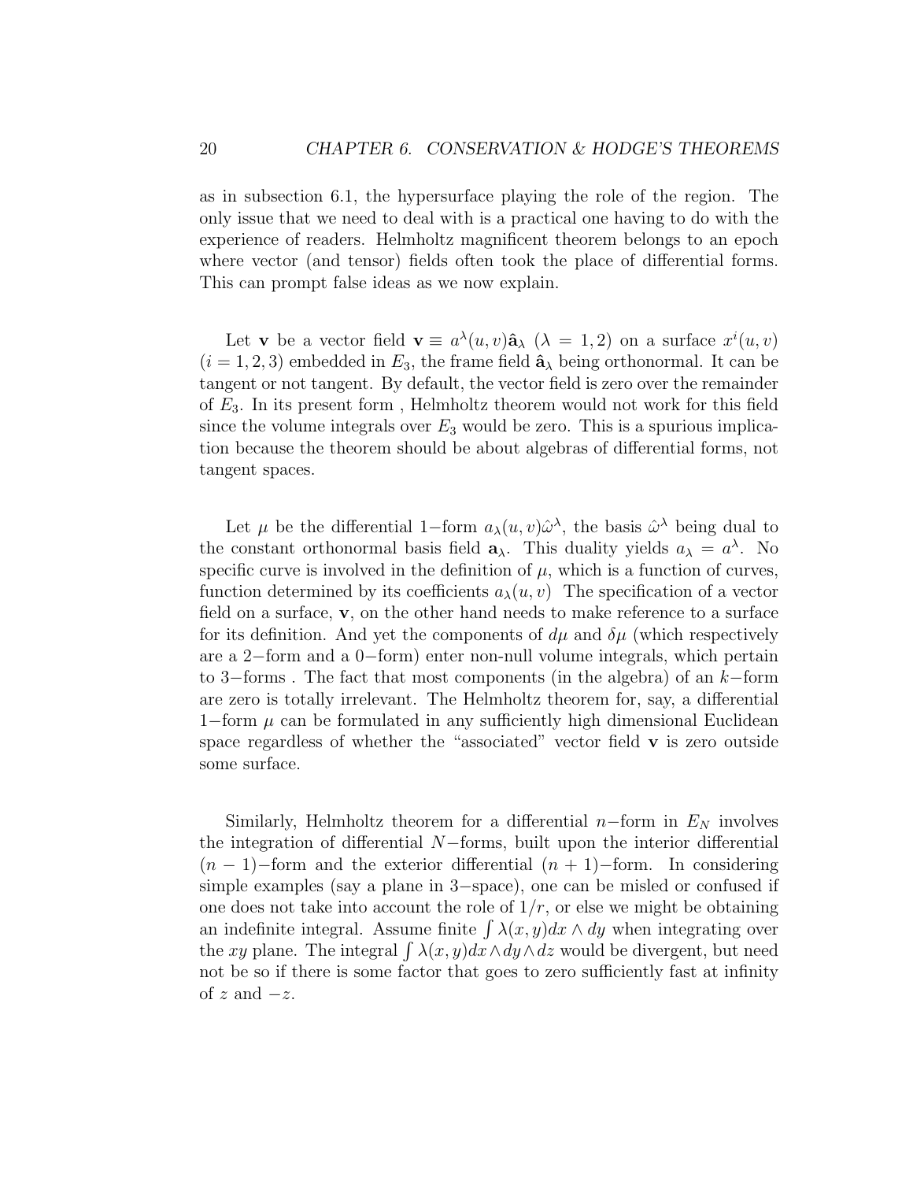as in subsection 6.1, the hypersurface playing the role of the region. The only issue that we need to deal with is a practical one having to do with the experience of readers. Helmholtz magnificent theorem belongs to an epoch where vector (and tensor) fields often took the place of differential forms. This can prompt false ideas as we now explain.

Let $\mathbf{v}$ be a vector field $\mathbf{v} \equiv a^{\lambda}(u,v)\hat{\mathbf{a}}_{\lambda}$ ($\lambda = 1,2$) on a surface $x^{i}(u,v)$ ($i = 1,2,3$) embedded in $E_3$, the frame field $\hat{\mathbf{a}}_{\lambda}$ being orthonormal. It can be tangent or not tangent. By default, the vector field is zero over the remainder of $E_3$. In its present form , Helmholtz theorem would not work for this field since the volume integrals over $E_3$ would be zero. This is a spurious implication because the theorem should be about algebras of differential forms, not tangent spaces.

Let $\mu$ be the differential $1-$form $a_{\lambda}(u,v)\hat{\omega}^{\lambda}$, the basis $\hat{\omega}^{\lambda}$ being dual to the constant orthonormal basis field $\mathbf{a}_{\lambda}$. This duality yields $a_{\lambda} = a^{\lambda}$. No specific curve is involved in the definition of $\mu$, which is a function of curves, function determined by its coefficients $a_{\lambda}(u,v)$ The specification of a vector field on a surface, $\mathbf{v}$, on the other hand needs to make reference to a surface for its definition. And yet the components of $d\mu$ and $\delta\mu$ (which respectively are a $2-$form and a $0-$form) enter non-null volume integrals, which pertain to $3-$forms . The fact that most components (in the algebra) of an $k-$form are zero is totally irrelevant. The Helmholtz theorem for, say, a differential $1-$form $\mu$ can be formulated in any sufficiently high dimensional Euclidean space regardless of whether the "associated" vector field $\mathbf{v}$ is zero outside some surface.

Similarly, Helmholtz theorem for a differential $n-$form in $E_N$ involves the integration of differential $N-$forms, built upon the interior differential $(n-1)-$form and the exterior differential $(n+1)-$form. In considering simple examples (say a plane in $3-$space), one can be misled or confused if one does not take into account the role of $1/r$, or else we might be obtaining an indefinite integral. Assume finite $\int \lambda(x,y)dx \wedge dy$ when integrating over the $xy$ plane. The integral $\int \lambda(x,y)dx \wedge dy \wedge dz$ would be divergent, but need not be so if there is some factor that goes to zero sufficiently fast at infinity of $z$ and $-z$.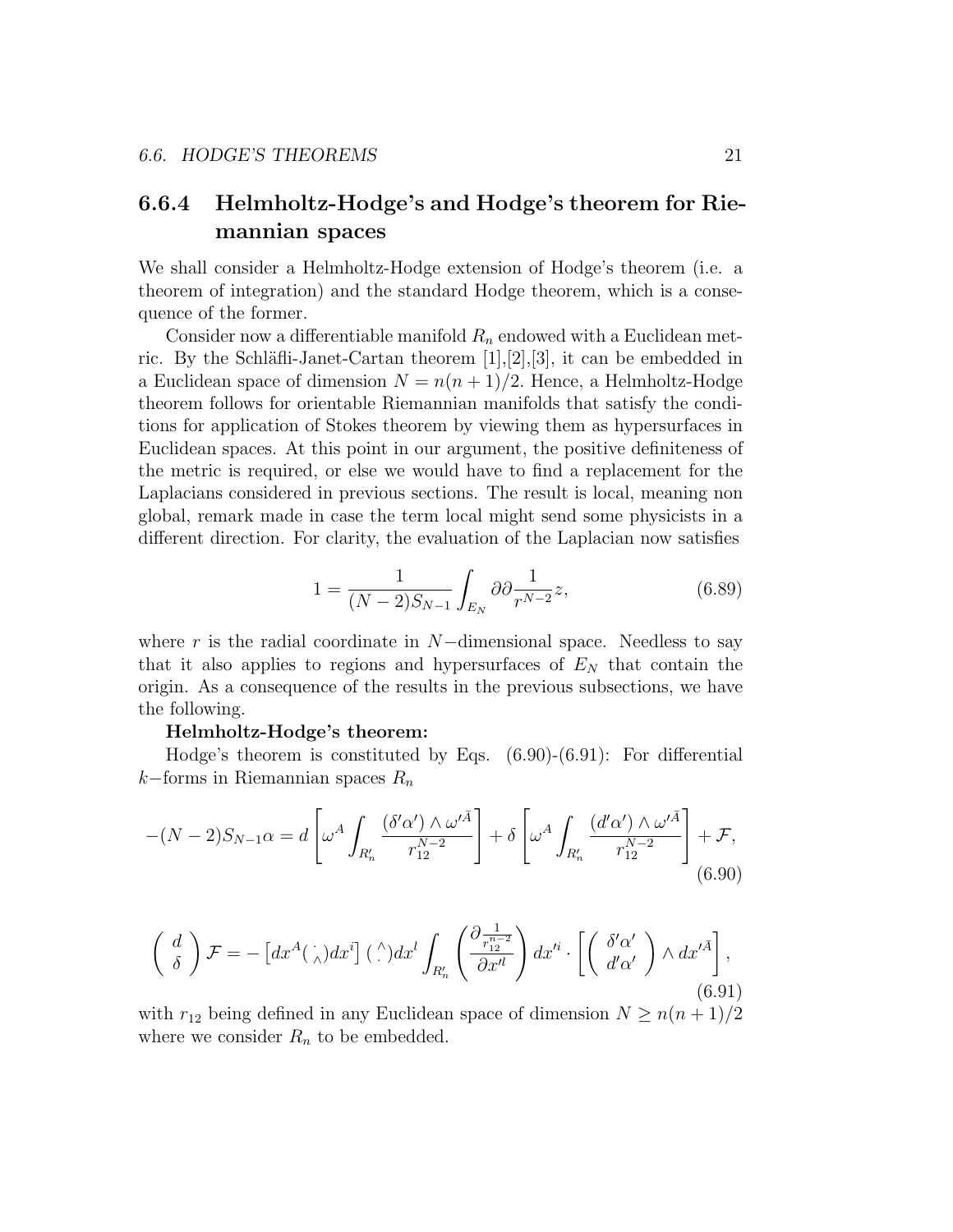### 6.6.4 Helmholtz-Hodge's and Hodge's theorem for Riemannian spaces

We shall consider a Helmholtz-Hodge extension of Hodge's theorem (i.e. a theorem of integration) and the standard Hodge theorem, which is a consequence of the former.

Consider now a differentiable manifold $R_n$ endowed with a Euclidean metric. By the Schläfli-Janet-Cartan theorem [1],[2],[3], it can be embedded in a Euclidean space of dimension $N = n(n+1)/2$. Hence, a Helmholtz-Hodge theorem follows for orientable Riemannian manifolds that satisfy the conditions for application of Stokes theorem by viewing them as hypersurfaces in Euclidean spaces. At this point in our argument, the positive definiteness of the metric is required, or else we would have to find a replacement for the Laplacians considered in previous sections. The result is local, meaning non global, remark made in case the term local might send some physicists in a different direction. For clarity, the evaluation of the Laplacian now satisfies

$$1 = \frac{1}{(N-2)S_{N-1}} \int_{E_N} \partial\partial \frac{1}{r^{N-2}} z, \tag{6.89}$$

where $r$ is the radial coordinate in $N-$dimensional space. Needless to say that it also applies to regions and hypersurfaces of $E_N$ that contain the origin. As a consequence of the results in the previous subsections, we have the following.

**Helmholtz-Hodge's theorem:**

Hodge's theorem is constituted by Eqs. (6.90)-(6.91): For differential $k-$forms in Riemannian spaces $R_n$

$$-(N-2)S_{N-1}\alpha = d\left[\omega^A \int_{R'_n} \frac{(\delta'\alpha') \wedge \omega'^{\bar{A}}}{r_{12}^{N-2}}\right] + \delta\left[\omega^A \int_{R'_n} \frac{(d'\alpha') \wedge \omega'^{\bar{A}}}{r_{12}^{N-2}}\right] + \mathcal{F}, \tag{6.90}$$

$$\begin{pmatrix} d \\ \delta \end{pmatrix} \mathcal{F} = -\left[dx^A (\,^{\cdot}_{\wedge}) dx^i\right] (\,^{\wedge}_{\cdot}) dx^l \int_{R'_n} \left(\frac{\partial \frac{1}{r_{12}^{n-2}}}{\partial x'^l}\right) dx'^i \cdot \left[\begin{pmatrix} \delta'\alpha' \\ d'\alpha' \end{pmatrix} \wedge dx'^{\bar{A}}\right], \tag{6.91}$$

with $r_{12}$ being defined in any Euclidean space of dimension $N \geq n(n+1)/2$ where we consider $R_n$ to be embedded.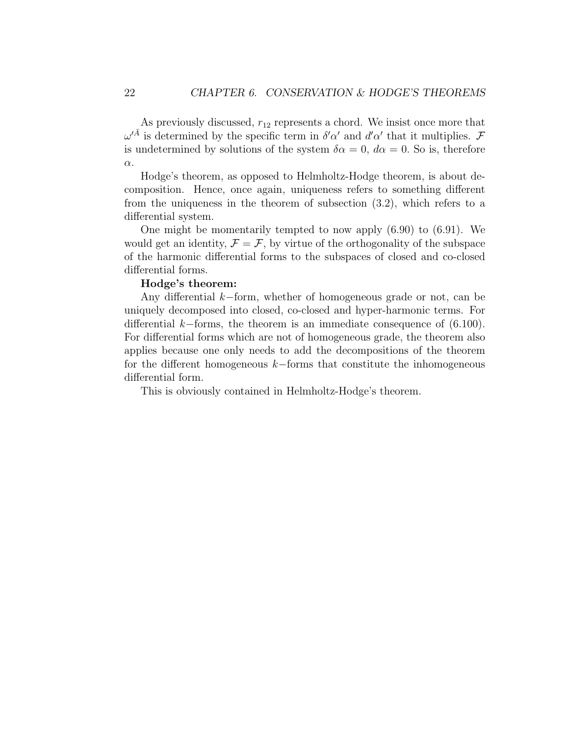As previously discussed, $r_{12}$ represents a chord. We insist once more that $\omega'^{\bar{A}}$ is determined by the specific term in $\delta'\alpha'$ and $d'\alpha'$ that it multiplies. $\mathcal{F}$ is undetermined by solutions of the system $\delta\alpha = 0$, $d\alpha = 0$. So is, therefore $\alpha$.

Hodge's theorem, as opposed to Helmholtz-Hodge theorem, is about decomposition. Hence, once again, uniqueness refers to something different from the uniqueness in the theorem of subsection (3.2), which refers to a differential system.

One might be momentarily tempted to now apply (6.90) to (6.91). We would get an identity, $\mathcal{F} = \mathcal{F}$, by virtue of the orthogonality of the subspace of the harmonic differential forms to the subspaces of closed and co-closed differential forms.

**Hodge's theorem:**

Any differential $k-$form, whether of homogeneous grade or not, can be uniquely decomposed into closed, co-closed and hyper-harmonic terms. For differential $k-$forms, the theorem is an immediate consequence of (6.100). For differential forms which are not of homogeneous grade, the theorem also applies because one only needs to add the decompositions of the theorem for the different homogeneous $k-$forms that constitute the inhomogeneous differential form.

This is obviously contained in Helmholtz-Hodge's theorem.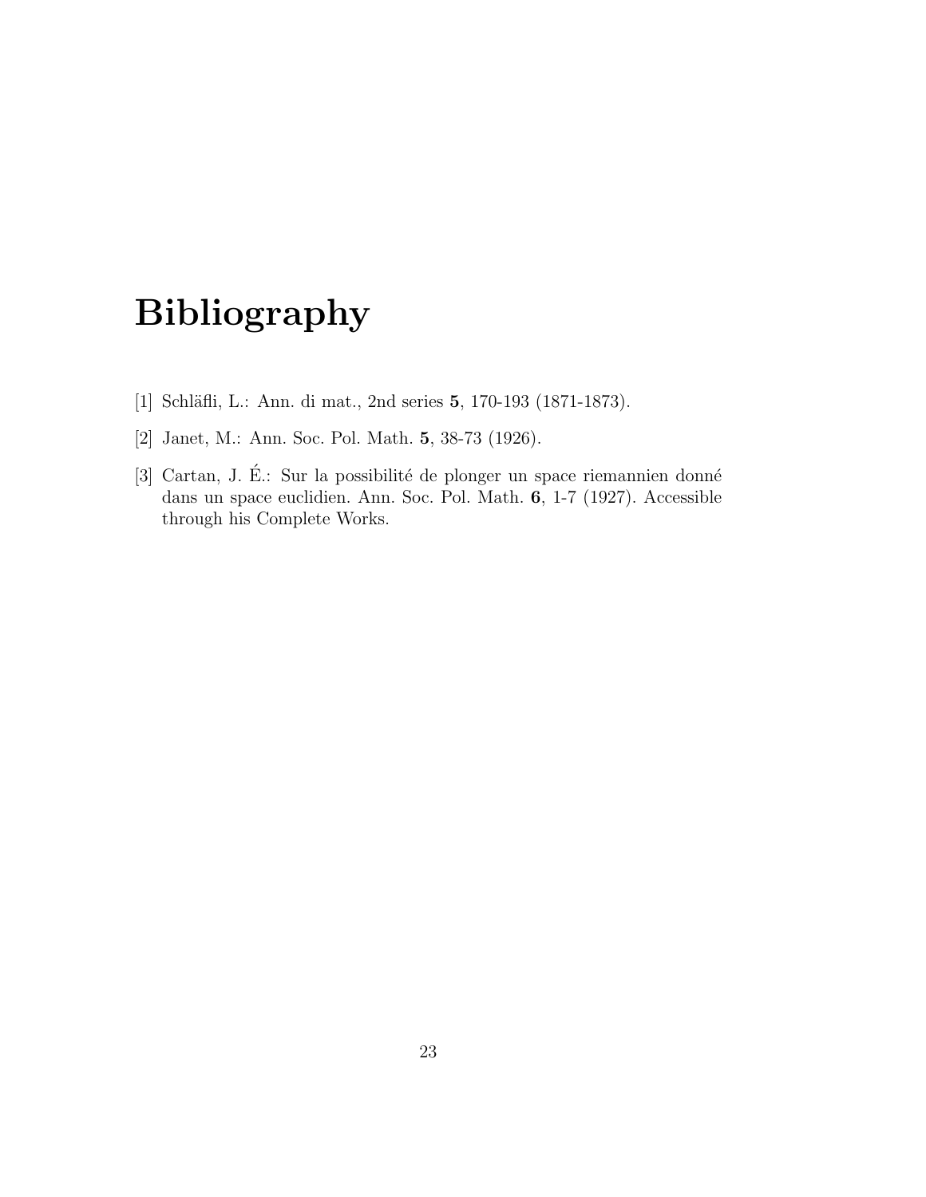# Bibliography

[1] Schläfli, L.: Ann. di mat., 2nd series **5**, 170-193 (1871-1873).

[2] Janet, M.: Ann. Soc. Pol. Math. **5**, 38-73 (1926).

[3] Cartan, J. É.: Sur la possibilité de plonger un space riemannien donné dans un space euclidien. Ann. Soc. Pol. Math. **6**, 1-7 (1927). Accessible through his Complete Works.